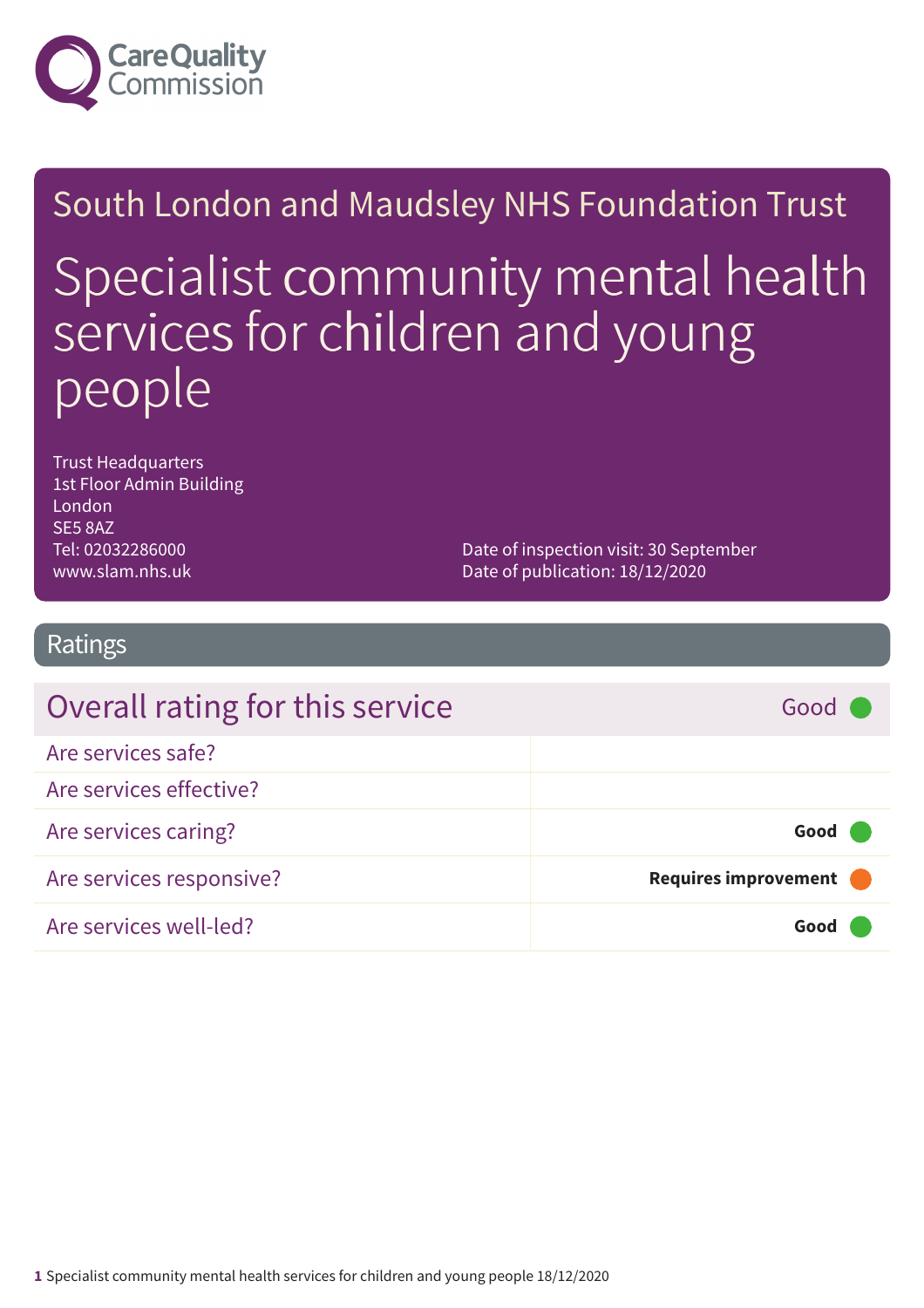South London and Maudsley NHS Foundation Trust

# Specialist community mental health services for children and young people

Trust Headquarters
1st Floor Admin Building
London
SE5 8AZ
Tel: 02032286000
www.slam.nhs.uk

Date of inspection visit: 30 September
Date of publication: 18/12/2020

## Ratings

| Overall rating for this service | Good |
|---|---|
| Are services safe? | |
| Are services effective? | |
| Are services caring? | **Good** |
| Are services responsive? | **Requires improvement** |
| Are services well-led? | **Good** |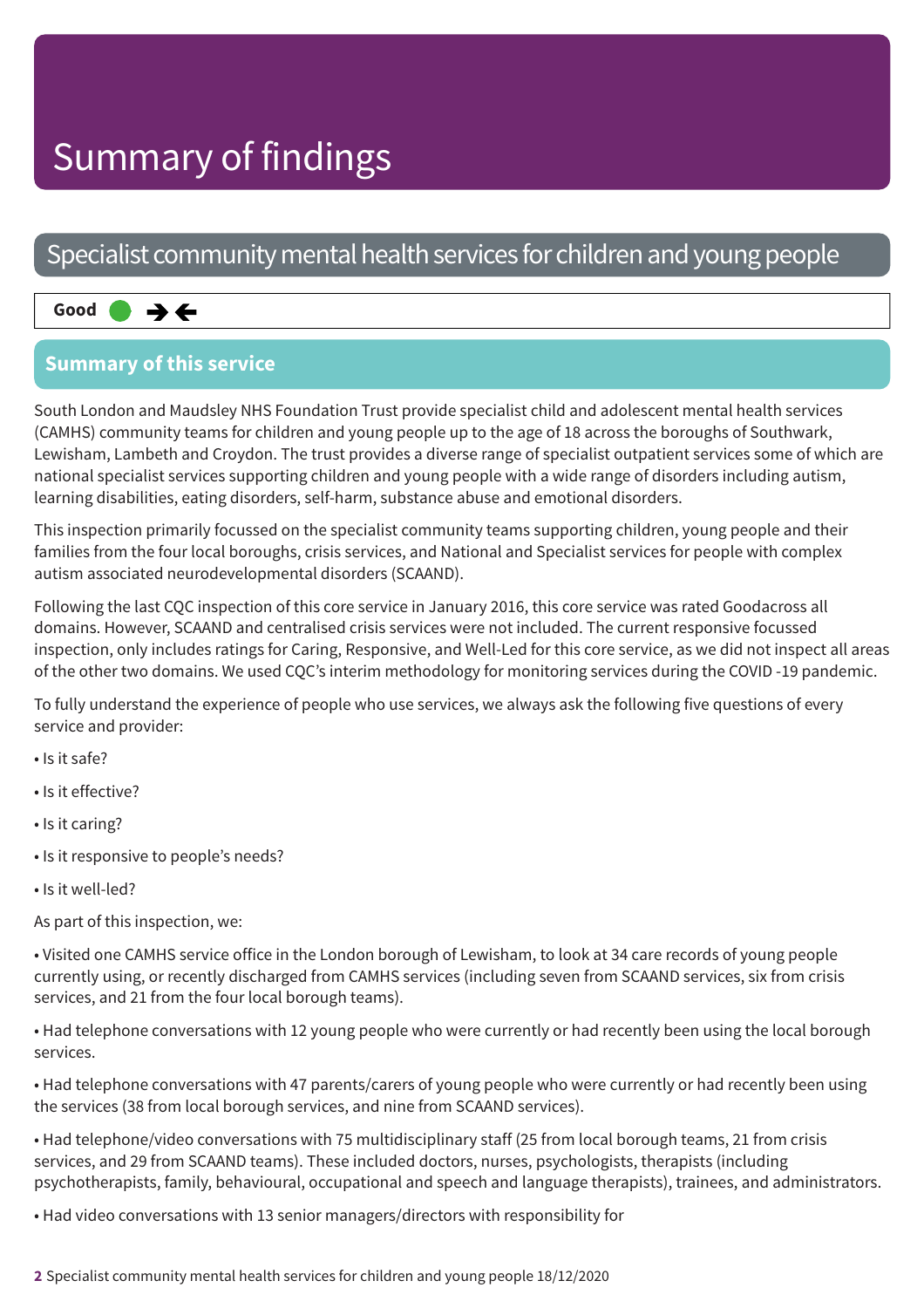# Summary of findings

## Specialist community mental health services for children and young people

**Good** ● →←

### Summary of this service

South London and Maudsley NHS Foundation Trust provide specialist child and adolescent mental health services (CAMHS) community teams for children and young people up to the age of 18 across the boroughs of Southwark, Lewisham, Lambeth and Croydon. The trust provides a diverse range of specialist outpatient services some of which are national specialist services supporting children and young people with a wide range of disorders including autism, learning disabilities, eating disorders, self-harm, substance abuse and emotional disorders.

This inspection primarily focussed on the specialist community teams supporting children, young people and their families from the four local boroughs, crisis services, and National and Specialist services for people with complex autism associated neurodevelopmental disorders (SCAAND).

Following the last CQC inspection of this core service in January 2016, this core service was rated Goodacross all domains. However, SCAAND and centralised crisis services were not included. The current responsive focussed inspection, only includes ratings for Caring, Responsive, and Well-Led for this core service, as we did not inspect all areas of the other two domains. We used CQC's interim methodology for monitoring services during the COVID -19 pandemic.

To fully understand the experience of people who use services, we always ask the following five questions of every service and provider:

- Is it safe?
- Is it effective?
- Is it caring?
- Is it responsive to people's needs?
- Is it well-led?

As part of this inspection, we:

- Visited one CAMHS service office in the London borough of Lewisham, to look at 34 care records of young people currently using, or recently discharged from CAMHS services (including seven from SCAAND services, six from crisis services, and 21 from the four local borough teams).
- Had telephone conversations with 12 young people who were currently or had recently been using the local borough services.
- Had telephone conversations with 47 parents/carers of young people who were currently or had recently been using the services (38 from local borough services, and nine from SCAAND services).
- Had telephone/video conversations with 75 multidisciplinary staff (25 from local borough teams, 21 from crisis services, and 29 from SCAAND teams). These included doctors, nurses, psychologists, therapists (including psychotherapists, family, behavioural, occupational and speech and language therapists), trainees, and administrators.
- Had video conversations with 13 senior managers/directors with responsibility for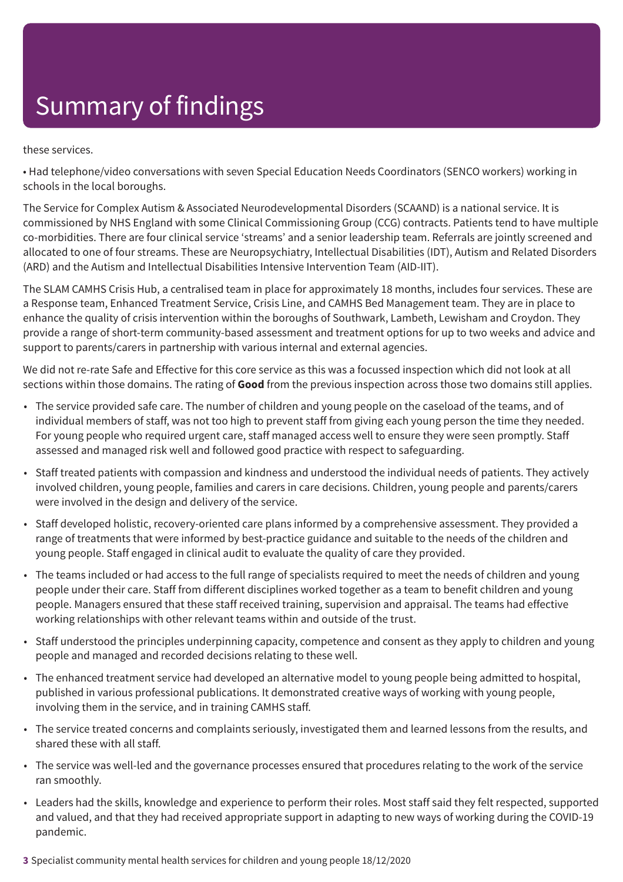# Summary of findings

these services.

• Had telephone/video conversations with seven Special Education Needs Coordinators (SENCO workers) working in schools in the local boroughs.

The Service for Complex Autism & Associated Neurodevelopmental Disorders (SCAAND) is a national service. It is commissioned by NHS England with some Clinical Commissioning Group (CCG) contracts. Patients tend to have multiple co-morbidities. There are four clinical service 'streams' and a senior leadership team. Referrals are jointly screened and allocated to one of four streams. These are Neuropsychiatry, Intellectual Disabilities (IDT), Autism and Related Disorders (ARD) and the Autism and Intellectual Disabilities Intensive Intervention Team (AID-IIT).

The SLAM CAMHS Crisis Hub, a centralised team in place for approximately 18 months, includes four services. These are a Response team, Enhanced Treatment Service, Crisis Line, and CAMHS Bed Management team. They are in place to enhance the quality of crisis intervention within the boroughs of Southwark, Lambeth, Lewisham and Croydon. They provide a range of short-term community-based assessment and treatment options for up to two weeks and advice and support to parents/carers in partnership with various internal and external agencies.

We did not re-rate Safe and Effective for this core service as this was a focussed inspection which did not look at all sections within those domains. The rating of **Good** from the previous inspection across those two domains still applies.

- The service provided safe care. The number of children and young people on the caseload of the teams, and of individual members of staff, was not too high to prevent staff from giving each young person the time they needed. For young people who required urgent care, staff managed access well to ensure they were seen promptly. Staff assessed and managed risk well and followed good practice with respect to safeguarding.
- Staff treated patients with compassion and kindness and understood the individual needs of patients. They actively involved children, young people, families and carers in care decisions. Children, young people and parents/carers were involved in the design and delivery of the service.
- Staff developed holistic, recovery-oriented care plans informed by a comprehensive assessment. They provided a range of treatments that were informed by best-practice guidance and suitable to the needs of the children and young people. Staff engaged in clinical audit to evaluate the quality of care they provided.
- The teams included or had access to the full range of specialists required to meet the needs of children and young people under their care. Staff from different disciplines worked together as a team to benefit children and young people. Managers ensured that these staff received training, supervision and appraisal. The teams had effective working relationships with other relevant teams within and outside of the trust.
- Staff understood the principles underpinning capacity, competence and consent as they apply to children and young people and managed and recorded decisions relating to these well.
- The enhanced treatment service had developed an alternative model to young people being admitted to hospital, published in various professional publications. It demonstrated creative ways of working with young people, involving them in the service, and in training CAMHS staff.
- The service treated concerns and complaints seriously, investigated them and learned lessons from the results, and shared these with all staff.
- The service was well-led and the governance processes ensured that procedures relating to the work of the service ran smoothly.
- Leaders had the skills, knowledge and experience to perform their roles. Most staff said they felt respected, supported and valued, and that they had received appropriate support in adapting to new ways of working during the COVID-19 pandemic.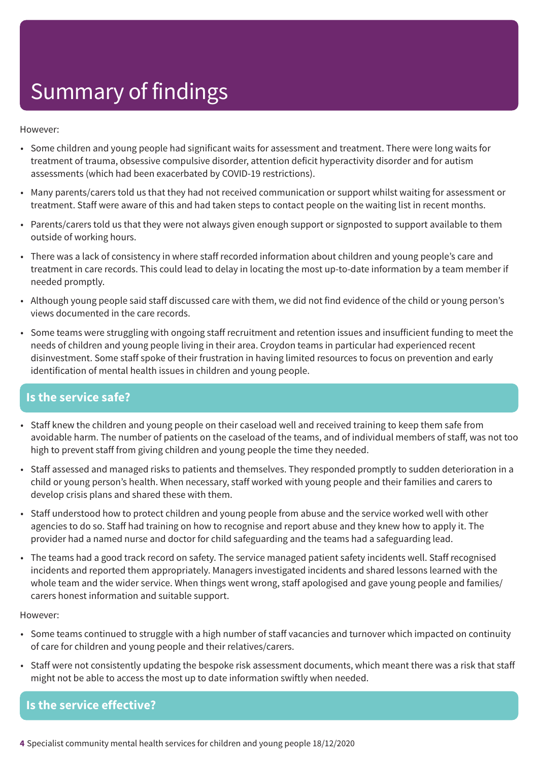# Summary of findings

However:

- Some children and young people had significant waits for assessment and treatment. There were long waits for treatment of trauma, obsessive compulsive disorder, attention deficit hyperactivity disorder and for autism assessments (which had been exacerbated by COVID-19 restrictions).
- Many parents/carers told us that they had not received communication or support whilst waiting for assessment or treatment. Staff were aware of this and had taken steps to contact people on the waiting list in recent months.
- Parents/carers told us that they were not always given enough support or signposted to support available to them outside of working hours.
- There was a lack of consistency in where staff recorded information about children and young people's care and treatment in care records. This could lead to delay in locating the most up-to-date information by a team member if needed promptly.
- Although young people said staff discussed care with them, we did not find evidence of the child or young person's views documented in the care records.
- Some teams were struggling with ongoing staff recruitment and retention issues and insufficient funding to meet the needs of children and young people living in their area. Croydon teams in particular had experienced recent disinvestment. Some staff spoke of their frustration in having limited resources to focus on prevention and early identification of mental health issues in children and young people.

## Is the service safe?

- Staff knew the children and young people on their caseload well and received training to keep them safe from avoidable harm. The number of patients on the caseload of the teams, and of individual members of staff, was not too high to prevent staff from giving children and young people the time they needed.
- Staff assessed and managed risks to patients and themselves. They responded promptly to sudden deterioration in a child or young person's health. When necessary, staff worked with young people and their families and carers to develop crisis plans and shared these with them.
- Staff understood how to protect children and young people from abuse and the service worked well with other agencies to do so. Staff had training on how to recognise and report abuse and they knew how to apply it. The provider had a named nurse and doctor for child safeguarding and the teams had a safeguarding lead.
- The teams had a good track record on safety. The service managed patient safety incidents well. Staff recognised incidents and reported them appropriately. Managers investigated incidents and shared lessons learned with the whole team and the wider service. When things went wrong, staff apologised and gave young people and families/carers honest information and suitable support.

However:

- Some teams continued to struggle with a high number of staff vacancies and turnover which impacted on continuity of care for children and young people and their relatives/carers.
- Staff were not consistently updating the bespoke risk assessment documents, which meant there was a risk that staff might not be able to access the most up to date information swiftly when needed.

## Is the service effective?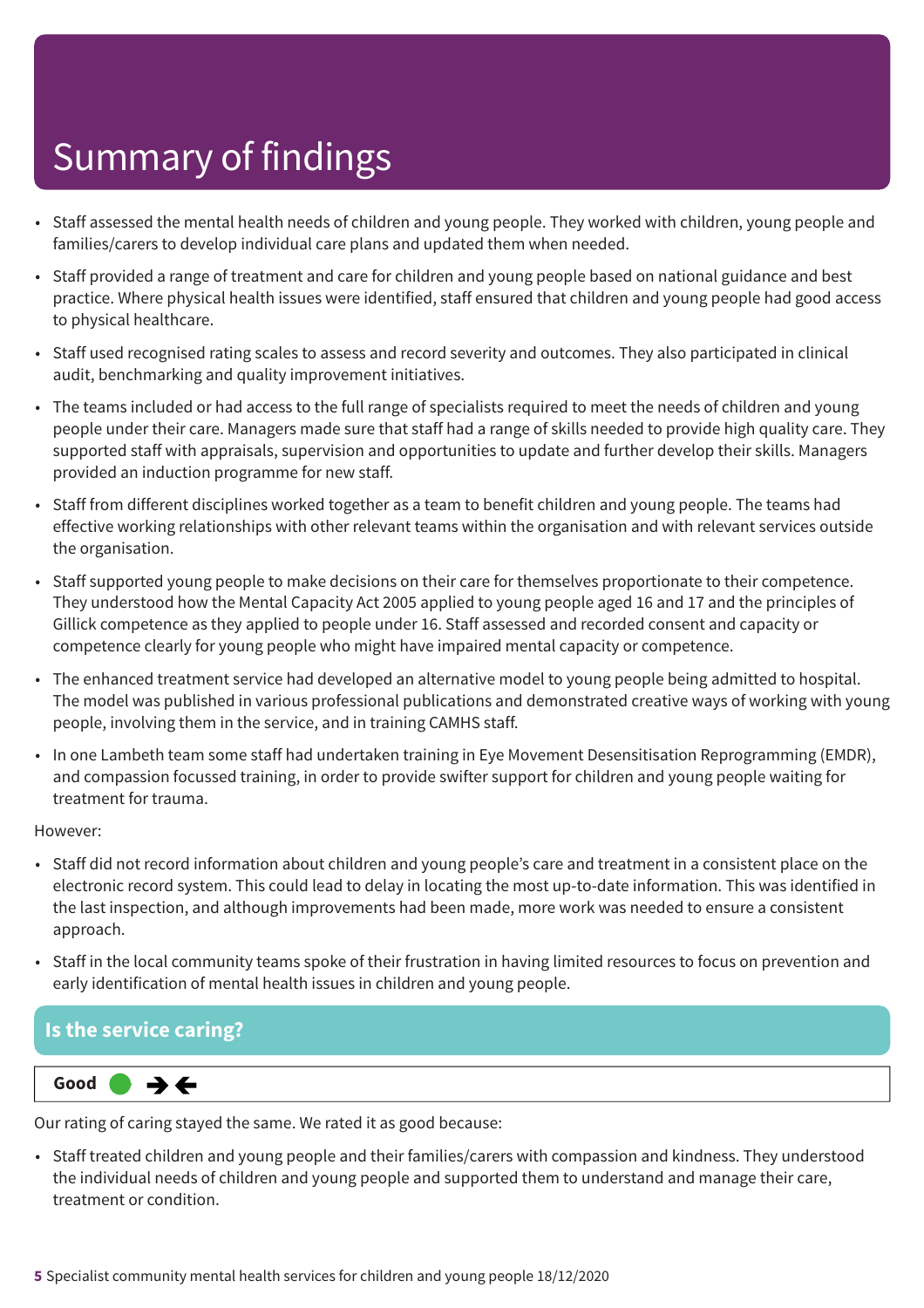# Summary of findings

- Staff assessed the mental health needs of children and young people. They worked with children, young people and families/carers to develop individual care plans and updated them when needed.
- Staff provided a range of treatment and care for children and young people based on national guidance and best practice. Where physical health issues were identified, staff ensured that children and young people had good access to physical healthcare.
- Staff used recognised rating scales to assess and record severity and outcomes. They also participated in clinical audit, benchmarking and quality improvement initiatives.
- The teams included or had access to the full range of specialists required to meet the needs of children and young people under their care. Managers made sure that staff had a range of skills needed to provide high quality care. They supported staff with appraisals, supervision and opportunities to update and further develop their skills. Managers provided an induction programme for new staff.
- Staff from different disciplines worked together as a team to benefit children and young people. The teams had effective working relationships with other relevant teams within the organisation and with relevant services outside the organisation.
- Staff supported young people to make decisions on their care for themselves proportionate to their competence. They understood how the Mental Capacity Act 2005 applied to young people aged 16 and 17 and the principles of Gillick competence as they applied to people under 16. Staff assessed and recorded consent and capacity or competence clearly for young people who might have impaired mental capacity or competence.
- The enhanced treatment service had developed an alternative model to young people being admitted to hospital. The model was published in various professional publications and demonstrated creative ways of working with young people, involving them in the service, and in training CAMHS staff.
- In one Lambeth team some staff had undertaken training in Eye Movement Desensitisation Reprogramming (EMDR), and compassion focussed training, in order to provide swifter support for children and young people waiting for treatment for trauma.

However:

- Staff did not record information about children and young people's care and treatment in a consistent place on the electronic record system. This could lead to delay in locating the most up-to-date information. This was identified in the last inspection, and although improvements had been made, more work was needed to ensure a consistent approach.
- Staff in the local community teams spoke of their frustration in having limited resources to focus on prevention and early identification of mental health issues in children and young people.

## Is the service caring?

**Good** ● →←

Our rating of caring stayed the same. We rated it as good because:

- Staff treated children and young people and their families/carers with compassion and kindness. They understood the individual needs of children and young people and supported them to understand and manage their care, treatment or condition.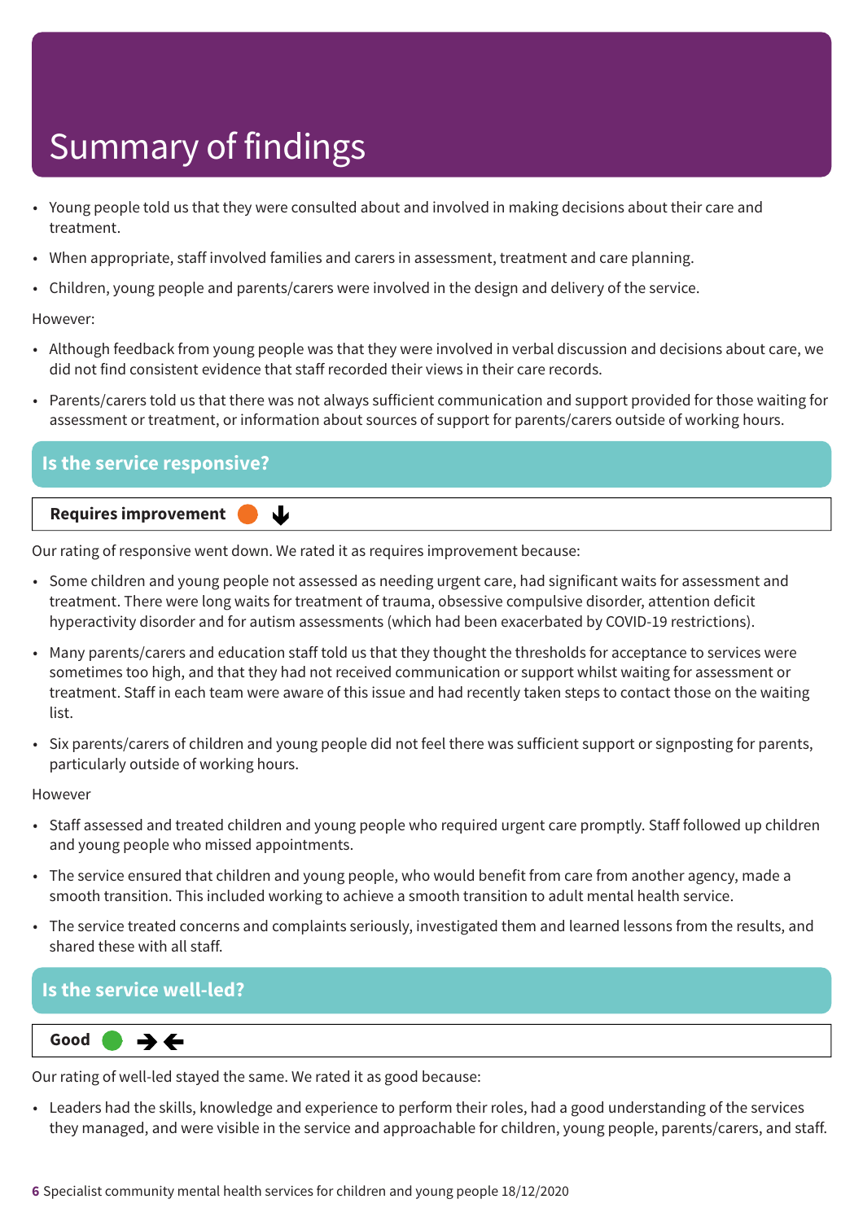# Summary of findings

- Young people told us that they were consulted about and involved in making decisions about their care and treatment.
- When appropriate, staff involved families and carers in assessment, treatment and care planning.
- Children, young people and parents/carers were involved in the design and delivery of the service.

However:

- Although feedback from young people was that they were involved in verbal discussion and decisions about care, we did not find consistent evidence that staff recorded their views in their care records.
- Parents/carers told us that there was not always sufficient communication and support provided for those waiting for assessment or treatment, or information about sources of support for parents/carers outside of working hours.

## Is the service responsive?

**Requires improvement** ⬇

Our rating of responsive went down. We rated it as requires improvement because:

- Some children and young people not assessed as needing urgent care, had significant waits for assessment and treatment. There were long waits for treatment of trauma, obsessive compulsive disorder, attention deficit hyperactivity disorder and for autism assessments (which had been exacerbated by COVID-19 restrictions).
- Many parents/carers and education staff told us that they thought the thresholds for acceptance to services were sometimes too high, and that they had not received communication or support whilst waiting for assessment or treatment. Staff in each team were aware of this issue and had recently taken steps to contact those on the waiting list.
- Six parents/carers of children and young people did not feel there was sufficient support or signposting for parents, particularly outside of working hours.

However

- Staff assessed and treated children and young people who required urgent care promptly. Staff followed up children and young people who missed appointments.
- The service ensured that children and young people, who would benefit from care from another agency, made a smooth transition. This included working to achieve a smooth transition to adult mental health service.
- The service treated concerns and complaints seriously, investigated them and learned lessons from the results, and shared these with all staff.

## Is the service well-led?

**Good** ➔⬅

Our rating of well-led stayed the same. We rated it as good because:

- Leaders had the skills, knowledge and experience to perform their roles, had a good understanding of the services they managed, and were visible in the service and approachable for children, young people, parents/carers, and staff.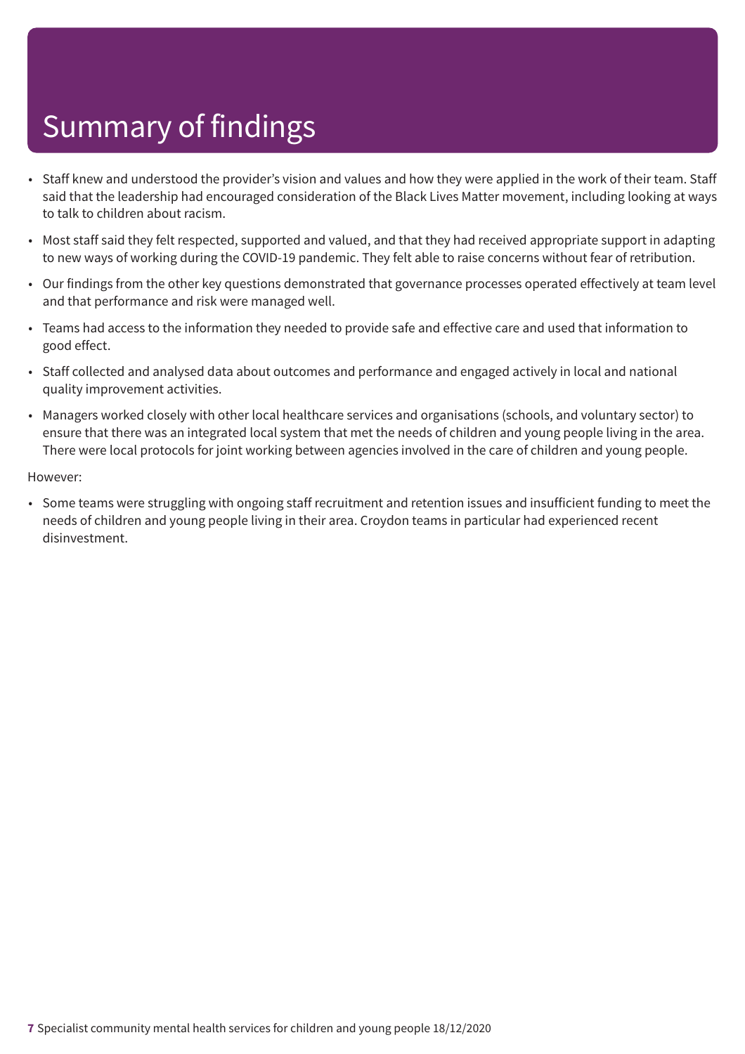# Summary of findings

- Staff knew and understood the provider's vision and values and how they were applied in the work of their team. Staff said that the leadership had encouraged consideration of the Black Lives Matter movement, including looking at ways to talk to children about racism.
- Most staff said they felt respected, supported and valued, and that they had received appropriate support in adapting to new ways of working during the COVID-19 pandemic. They felt able to raise concerns without fear of retribution.
- Our findings from the other key questions demonstrated that governance processes operated effectively at team level and that performance and risk were managed well.
- Teams had access to the information they needed to provide safe and effective care and used that information to good effect.
- Staff collected and analysed data about outcomes and performance and engaged actively in local and national quality improvement activities.
- Managers worked closely with other local healthcare services and organisations (schools, and voluntary sector) to ensure that there was an integrated local system that met the needs of children and young people living in the area. There were local protocols for joint working between agencies involved in the care of children and young people.

However:

- Some teams were struggling with ongoing staff recruitment and retention issues and insufficient funding to meet the needs of children and young people living in their area. Croydon teams in particular had experienced recent disinvestment.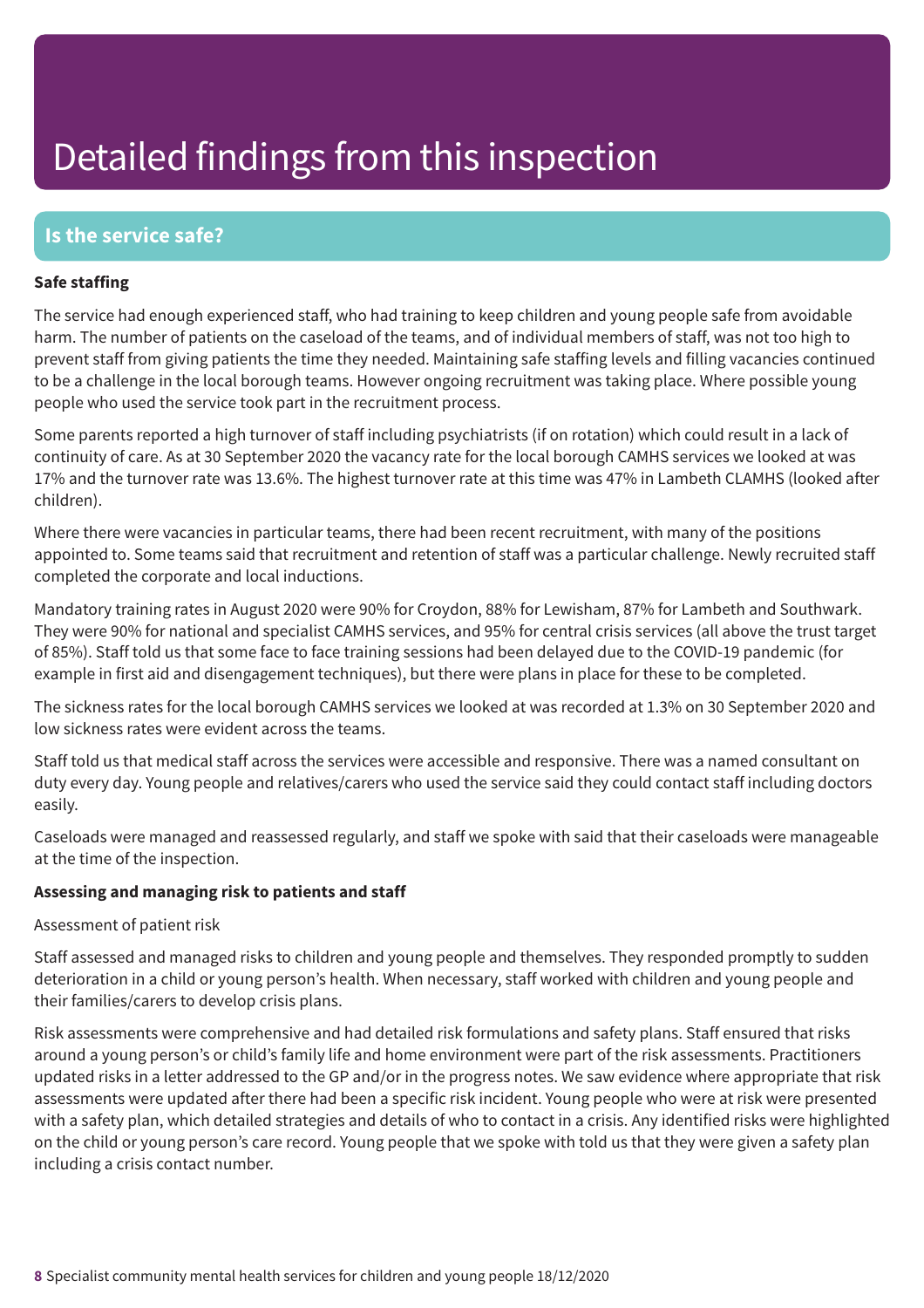# Detailed findings from this inspection

## Is the service safe?

**Safe staffing**

The service had enough experienced staff, who had training to keep children and young people safe from avoidable harm. The number of patients on the caseload of the teams, and of individual members of staff, was not too high to prevent staff from giving patients the time they needed. Maintaining safe staffing levels and filling vacancies continued to be a challenge in the local borough teams. However ongoing recruitment was taking place. Where possible young people who used the service took part in the recruitment process.

Some parents reported a high turnover of staff including psychiatrists (if on rotation) which could result in a lack of continuity of care. As at 30 September 2020 the vacancy rate for the local borough CAMHS services we looked at was 17% and the turnover rate was 13.6%. The highest turnover rate at this time was 47% in Lambeth CLAMHS (looked after children).

Where there were vacancies in particular teams, there had been recent recruitment, with many of the positions appointed to. Some teams said that recruitment and retention of staff was a particular challenge. Newly recruited staff completed the corporate and local inductions.

Mandatory training rates in August 2020 were 90% for Croydon, 88% for Lewisham, 87% for Lambeth and Southwark. They were 90% for national and specialist CAMHS services, and 95% for central crisis services (all above the trust target of 85%). Staff told us that some face to face training sessions had been delayed due to the COVID-19 pandemic (for example in first aid and disengagement techniques), but there were plans in place for these to be completed.

The sickness rates for the local borough CAMHS services we looked at was recorded at 1.3% on 30 September 2020 and low sickness rates were evident across the teams.

Staff told us that medical staff across the services were accessible and responsive. There was a named consultant on duty every day. Young people and relatives/carers who used the service said they could contact staff including doctors easily.

Caseloads were managed and reassessed regularly, and staff we spoke with said that their caseloads were manageable at the time of the inspection.

**Assessing and managing risk to patients and staff**

Assessment of patient risk

Staff assessed and managed risks to children and young people and themselves. They responded promptly to sudden deterioration in a child or young person's health. When necessary, staff worked with children and young people and their families/carers to develop crisis plans.

Risk assessments were comprehensive and had detailed risk formulations and safety plans. Staff ensured that risks around a young person's or child's family life and home environment were part of the risk assessments. Practitioners updated risks in a letter addressed to the GP and/or in the progress notes. We saw evidence where appropriate that risk assessments were updated after there had been a specific risk incident. Young people who were at risk were presented with a safety plan, which detailed strategies and details of who to contact in a crisis. Any identified risks were highlighted on the child or young person's care record. Young people that we spoke with told us that they were given a safety plan including a crisis contact number.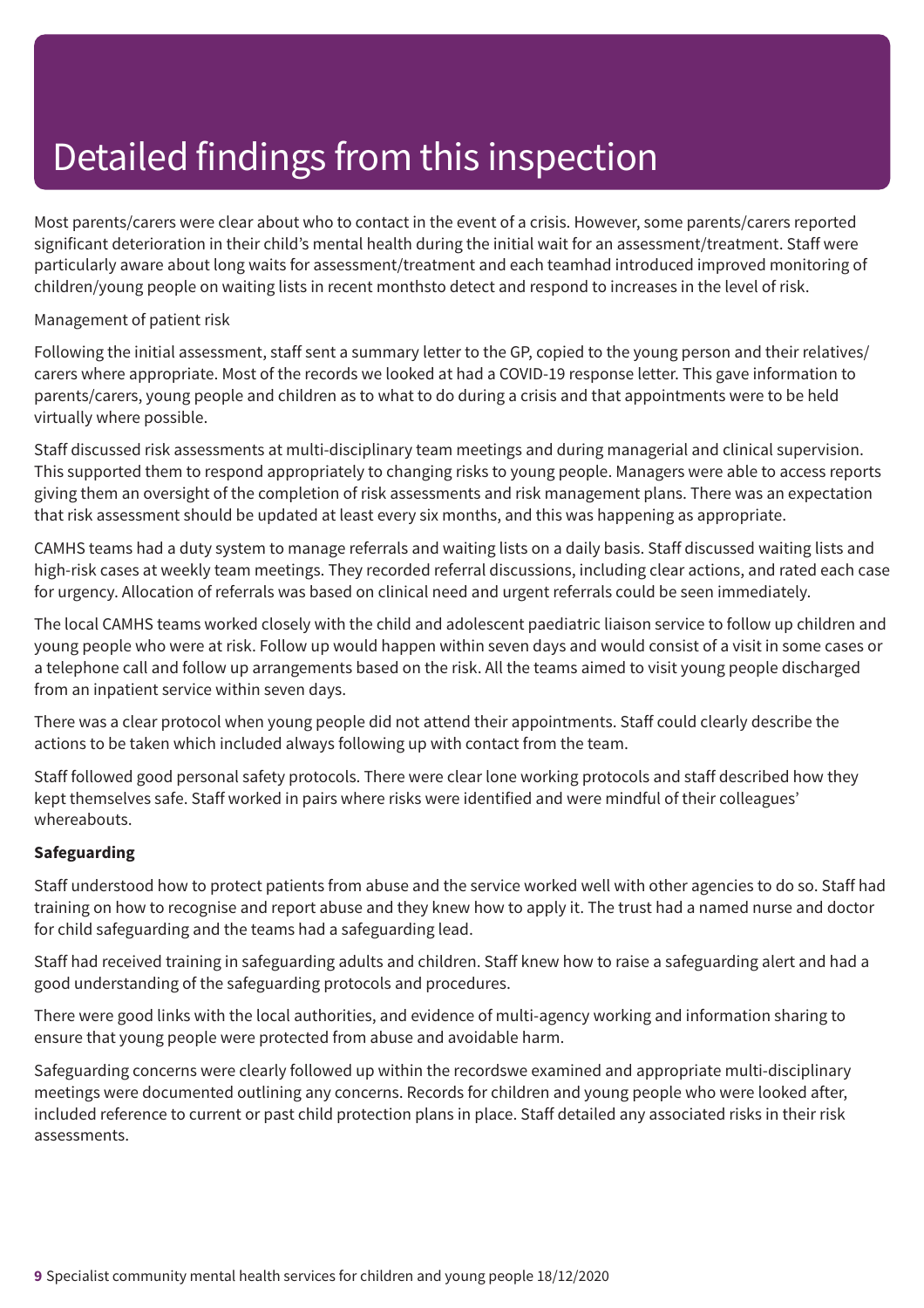# Detailed findings from this inspection

Most parents/carers were clear about who to contact in the event of a crisis. However, some parents/carers reported significant deterioration in their child's mental health during the initial wait for an assessment/treatment. Staff were particularly aware about long waits for assessment/treatment and each teamhad introduced improved monitoring of children/young people on waiting lists in recent monthsto detect and respond to increases in the level of risk.

Management of patient risk

Following the initial assessment, staff sent a summary letter to the GP, copied to the young person and their relatives/ carers where appropriate. Most of the records we looked at had a COVID-19 response letter. This gave information to parents/carers, young people and children as to what to do during a crisis and that appointments were to be held virtually where possible.

Staff discussed risk assessments at multi-disciplinary team meetings and during managerial and clinical supervision. This supported them to respond appropriately to changing risks to young people. Managers were able to access reports giving them an oversight of the completion of risk assessments and risk management plans. There was an expectation that risk assessment should be updated at least every six months, and this was happening as appropriate.

CAMHS teams had a duty system to manage referrals and waiting lists on a daily basis. Staff discussed waiting lists and high-risk cases at weekly team meetings. They recorded referral discussions, including clear actions, and rated each case for urgency. Allocation of referrals was based on clinical need and urgent referrals could be seen immediately.

The local CAMHS teams worked closely with the child and adolescent paediatric liaison service to follow up children and young people who were at risk. Follow up would happen within seven days and would consist of a visit in some cases or a telephone call and follow up arrangements based on the risk. All the teams aimed to visit young people discharged from an inpatient service within seven days.

There was a clear protocol when young people did not attend their appointments. Staff could clearly describe the actions to be taken which included always following up with contact from the team.

Staff followed good personal safety protocols. There were clear lone working protocols and staff described how they kept themselves safe. Staff worked in pairs where risks were identified and were mindful of their colleagues' whereabouts.

**Safeguarding**

Staff understood how to protect patients from abuse and the service worked well with other agencies to do so. Staff had training on how to recognise and report abuse and they knew how to apply it. The trust had a named nurse and doctor for child safeguarding and the teams had a safeguarding lead.

Staff had received training in safeguarding adults and children. Staff knew how to raise a safeguarding alert and had a good understanding of the safeguarding protocols and procedures.

There were good links with the local authorities, and evidence of multi-agency working and information sharing to ensure that young people were protected from abuse and avoidable harm.

Safeguarding concerns were clearly followed up within the recordswe examined and appropriate multi-disciplinary meetings were documented outlining any concerns. Records for children and young people who were looked after, included reference to current or past child protection plans in place. Staff detailed any associated risks in their risk assessments.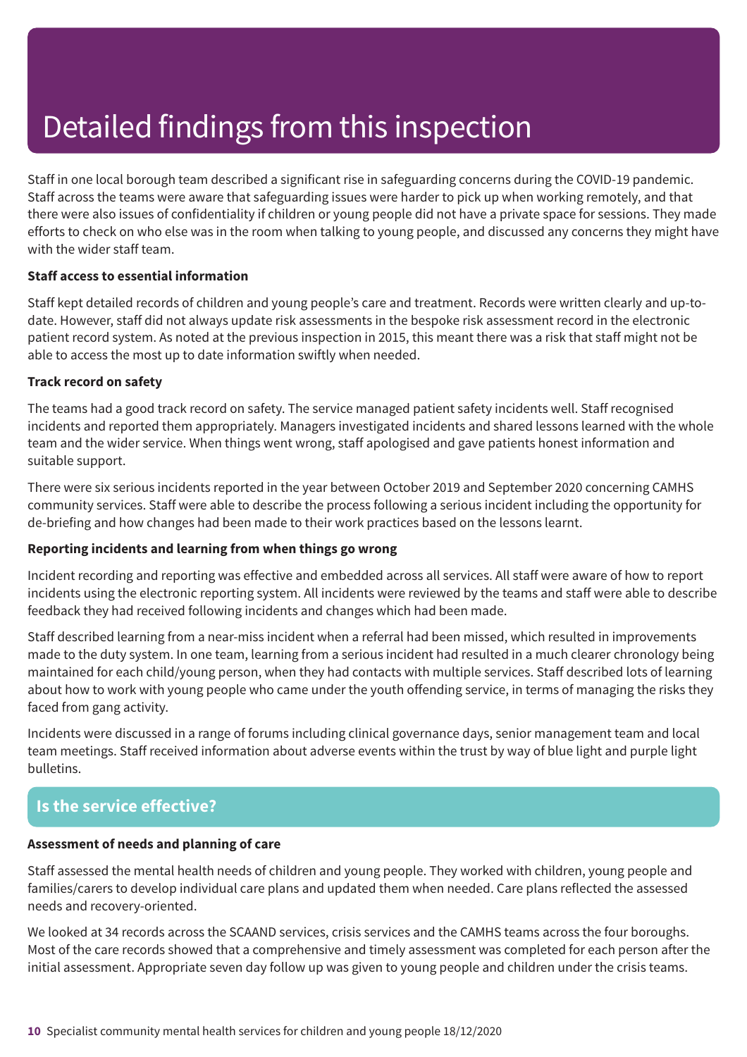# Detailed findings from this inspection

Staff in one local borough team described a significant rise in safeguarding concerns during the COVID-19 pandemic. Staff across the teams were aware that safeguarding issues were harder to pick up when working remotely, and that there were also issues of confidentiality if children or young people did not have a private space for sessions. They made efforts to check on who else was in the room when talking to young people, and discussed any concerns they might have with the wider staff team.

**Staff access to essential information**

Staff kept detailed records of children and young people's care and treatment. Records were written clearly and up-to-date. However, staff did not always update risk assessments in the bespoke risk assessment record in the electronic patient record system. As noted at the previous inspection in 2015, this meant there was a risk that staff might not be able to access the most up to date information swiftly when needed.

**Track record on safety**

The teams had a good track record on safety. The service managed patient safety incidents well. Staff recognised incidents and reported them appropriately. Managers investigated incidents and shared lessons learned with the whole team and the wider service. When things went wrong, staff apologised and gave patients honest information and suitable support.

There were six serious incidents reported in the year between October 2019 and September 2020 concerning CAMHS community services. Staff were able to describe the process following a serious incident including the opportunity for de-briefing and how changes had been made to their work practices based on the lessons learnt.

**Reporting incidents and learning from when things go wrong**

Incident recording and reporting was effective and embedded across all services. All staff were aware of how to report incidents using the electronic reporting system. All incidents were reviewed by the teams and staff were able to describe feedback they had received following incidents and changes which had been made.

Staff described learning from a near-miss incident when a referral had been missed, which resulted in improvements made to the duty system. In one team, learning from a serious incident had resulted in a much clearer chronology being maintained for each child/young person, when they had contacts with multiple services. Staff described lots of learning about how to work with young people who came under the youth offending service, in terms of managing the risks they faced from gang activity.

Incidents were discussed in a range of forums including clinical governance days, senior management team and local team meetings. Staff received information about adverse events within the trust by way of blue light and purple light bulletins.

## Is the service effective?

**Assessment of needs and planning of care**

Staff assessed the mental health needs of children and young people. They worked with children, young people and families/carers to develop individual care plans and updated them when needed. Care plans reflected the assessed needs and recovery-oriented.

We looked at 34 records across the SCAAND services, crisis services and the CAMHS teams across the four boroughs. Most of the care records showed that a comprehensive and timely assessment was completed for each person after the initial assessment. Appropriate seven day follow up was given to young people and children under the crisis teams.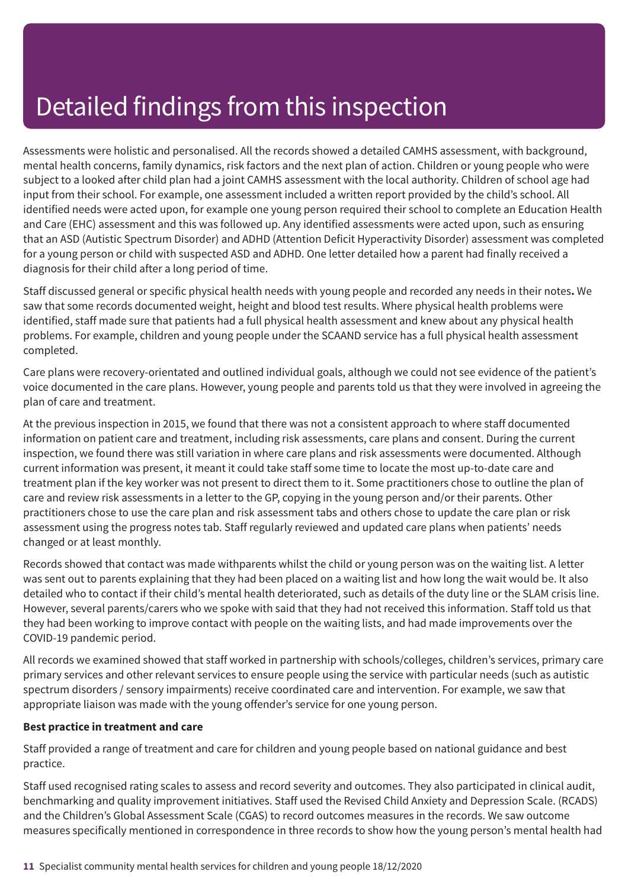# Detailed findings from this inspection

Assessments were holistic and personalised. All the records showed a detailed CAMHS assessment, with background, mental health concerns, family dynamics, risk factors and the next plan of action. Children or young people who were subject to a looked after child plan had a joint CAMHS assessment with the local authority. Children of school age had input from their school. For example, one assessment included a written report provided by the child's school. All identified needs were acted upon, for example one young person required their school to complete an Education Health and Care (EHC) assessment and this was followed up. Any identified assessments were acted upon, such as ensuring that an ASD (Autistic Spectrum Disorder) and ADHD (Attention Deficit Hyperactivity Disorder) assessment was completed for a young person or child with suspected ASD and ADHD. One letter detailed how a parent had finally received a diagnosis for their child after a long period of time.

Staff discussed general or specific physical health needs with young people and recorded any needs in their notes**.** We saw that some records documented weight, height and blood test results. Where physical health problems were identified, staff made sure that patients had a full physical health assessment and knew about any physical health problems. For example, children and young people under the SCAAND service has a full physical health assessment completed.

Care plans were recovery-orientated and outlined individual goals, although we could not see evidence of the patient's voice documented in the care plans. However, young people and parents told us that they were involved in agreeing the plan of care and treatment.

At the previous inspection in 2015, we found that there was not a consistent approach to where staff documented information on patient care and treatment, including risk assessments, care plans and consent. During the current inspection, we found there was still variation in where care plans and risk assessments were documented. Although current information was present, it meant it could take staff some time to locate the most up-to-date care and treatment plan if the key worker was not present to direct them to it. Some practitioners chose to outline the plan of care and review risk assessments in a letter to the GP, copying in the young person and/or their parents. Other practitioners chose to use the care plan and risk assessment tabs and others chose to update the care plan or risk assessment using the progress notes tab. Staff regularly reviewed and updated care plans when patients' needs changed or at least monthly.

Records showed that contact was made withparents whilst the child or young person was on the waiting list. A letter was sent out to parents explaining that they had been placed on a waiting list and how long the wait would be. It also detailed who to contact if their child's mental health deteriorated, such as details of the duty line or the SLAM crisis line. However, several parents/carers who we spoke with said that they had not received this information. Staff told us that they had been working to improve contact with people on the waiting lists, and had made improvements over the COVID-19 pandemic period.

All records we examined showed that staff worked in partnership with schools/colleges, children's services, primary care primary services and other relevant services to ensure people using the service with particular needs (such as autistic spectrum disorders / sensory impairments) receive coordinated care and intervention. For example, we saw that appropriate liaison was made with the young offender's service for one young person.

**Best practice in treatment and care**

Staff provided a range of treatment and care for children and young people based on national guidance and best practice.

Staff used recognised rating scales to assess and record severity and outcomes. They also participated in clinical audit, benchmarking and quality improvement initiatives. Staff used the Revised Child Anxiety and Depression Scale. (RCADS) and the Children's Global Assessment Scale (CGAS) to record outcomes measures in the records. We saw outcome measures specifically mentioned in correspondence in three records to show how the young person's mental health had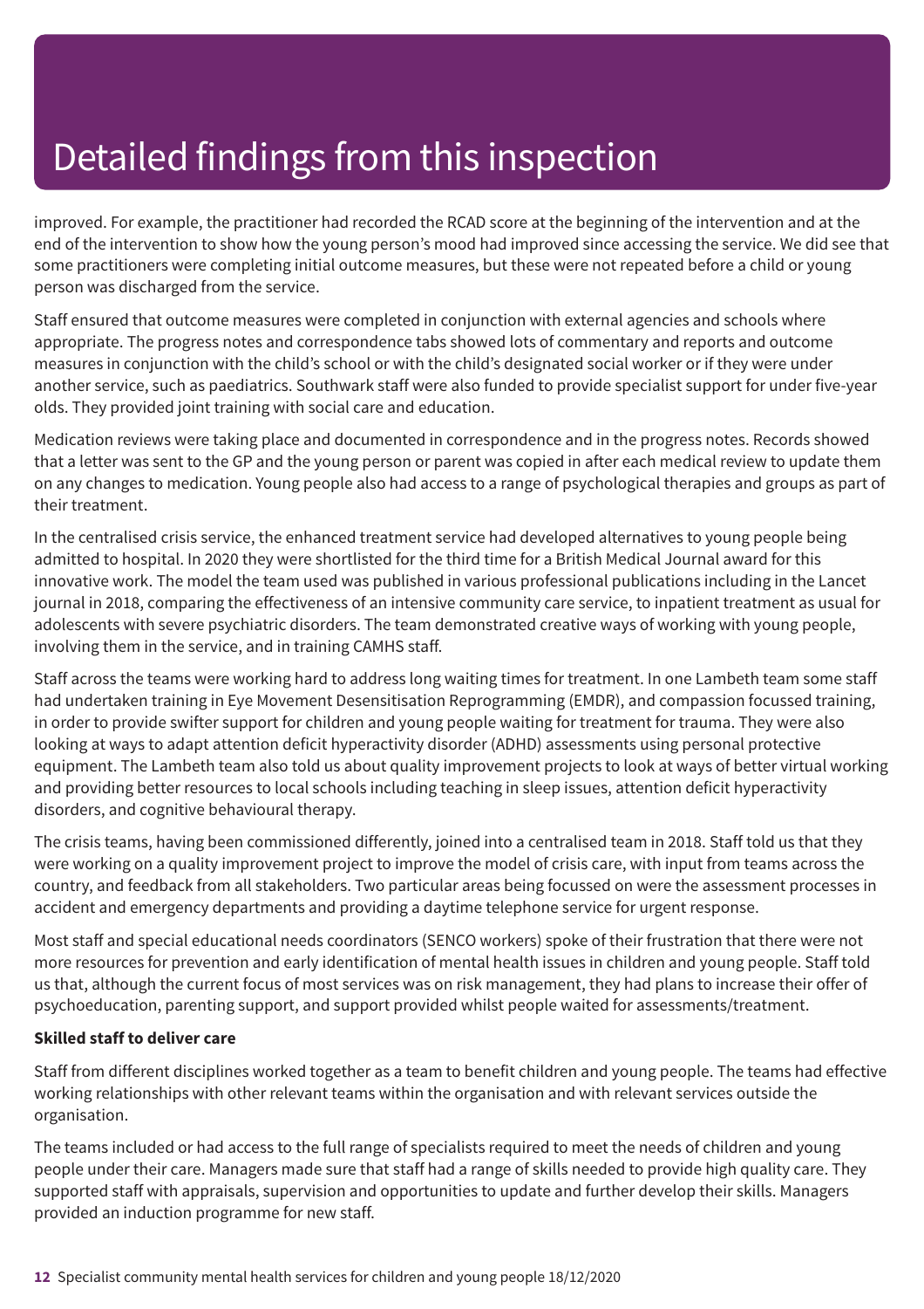improved. For example, the practitioner had recorded the RCAD score at the beginning of the intervention and at the end of the intervention to show how the young person's mood had improved since accessing the service. We did see that some practitioners were completing initial outcome measures, but these were not repeated before a child or young person was discharged from the service.

Staff ensured that outcome measures were completed in conjunction with external agencies and schools where appropriate. The progress notes and correspondence tabs showed lots of commentary and reports and outcome measures in conjunction with the child's school or with the child's designated social worker or if they were under another service, such as paediatrics. Southwark staff were also funded to provide specialist support for under five-year olds. They provided joint training with social care and education.

Medication reviews were taking place and documented in correspondence and in the progress notes. Records showed that a letter was sent to the GP and the young person or parent was copied in after each medical review to update them on any changes to medication. Young people also had access to a range of psychological therapies and groups as part of their treatment.

In the centralised crisis service, the enhanced treatment service had developed alternatives to young people being admitted to hospital. In 2020 they were shortlisted for the third time for a British Medical Journal award for this innovative work. The model the team used was published in various professional publications including in the Lancet journal in 2018, comparing the effectiveness of an intensive community care service, to inpatient treatment as usual for adolescents with severe psychiatric disorders. The team demonstrated creative ways of working with young people, involving them in the service, and in training CAMHS staff.

Staff across the teams were working hard to address long waiting times for treatment. In one Lambeth team some staff had undertaken training in Eye Movement Desensitisation Reprogramming (EMDR), and compassion focussed training, in order to provide swifter support for children and young people waiting for treatment for trauma. They were also looking at ways to adapt attention deficit hyperactivity disorder (ADHD) assessments using personal protective equipment. The Lambeth team also told us about quality improvement projects to look at ways of better virtual working and providing better resources to local schools including teaching in sleep issues, attention deficit hyperactivity disorders, and cognitive behavioural therapy.

The crisis teams, having been commissioned differently, joined into a centralised team in 2018. Staff told us that they were working on a quality improvement project to improve the model of crisis care, with input from teams across the country, and feedback from all stakeholders. Two particular areas being focussed on were the assessment processes in accident and emergency departments and providing a daytime telephone service for urgent response.

Most staff and special educational needs coordinators (SENCO workers) spoke of their frustration that there were not more resources for prevention and early identification of mental health issues in children and young people. Staff told us that, although the current focus of most services was on risk management, they had plans to increase their offer of psychoeducation, parenting support, and support provided whilst people waited for assessments/treatment.

**Skilled staff to deliver care**

Staff from different disciplines worked together as a team to benefit children and young people. The teams had effective working relationships with other relevant teams within the organisation and with relevant services outside the organisation.

The teams included or had access to the full range of specialists required to meet the needs of children and young people under their care. Managers made sure that staff had a range of skills needed to provide high quality care. They supported staff with appraisals, supervision and opportunities to update and further develop their skills. Managers provided an induction programme for new staff.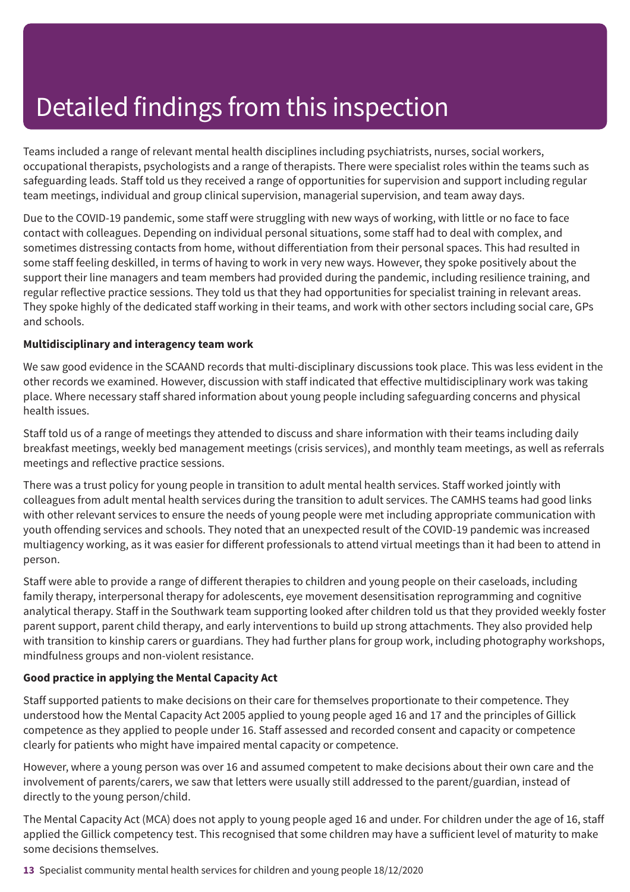# Detailed findings from this inspection

Teams included a range of relevant mental health disciplines including psychiatrists, nurses, social workers, occupational therapists, psychologists and a range of therapists. There were specialist roles within the teams such as safeguarding leads. Staff told us they received a range of opportunities for supervision and support including regular team meetings, individual and group clinical supervision, managerial supervision, and team away days.

Due to the COVID-19 pandemic, some staff were struggling with new ways of working, with little or no face to face contact with colleagues. Depending on individual personal situations, some staff had to deal with complex, and sometimes distressing contacts from home, without differentiation from their personal spaces. This had resulted in some staff feeling deskilled, in terms of having to work in very new ways. However, they spoke positively about the support their line managers and team members had provided during the pandemic, including resilience training, and regular reflective practice sessions. They told us that they had opportunities for specialist training in relevant areas. They spoke highly of the dedicated staff working in their teams, and work with other sectors including social care, GPs and schools.

**Multidisciplinary and interagency team work**

We saw good evidence in the SCAAND records that multi-disciplinary discussions took place. This was less evident in the other records we examined. However, discussion with staff indicated that effective multidisciplinary work was taking place. Where necessary staff shared information about young people including safeguarding concerns and physical health issues.

Staff told us of a range of meetings they attended to discuss and share information with their teams including daily breakfast meetings, weekly bed management meetings (crisis services), and monthly team meetings, as well as referrals meetings and reflective practice sessions.

There was a trust policy for young people in transition to adult mental health services. Staff worked jointly with colleagues from adult mental health services during the transition to adult services. The CAMHS teams had good links with other relevant services to ensure the needs of young people were met including appropriate communication with youth offending services and schools. They noted that an unexpected result of the COVID-19 pandemic was increased multiagency working, as it was easier for different professionals to attend virtual meetings than it had been to attend in person.

Staff were able to provide a range of different therapies to children and young people on their caseloads, including family therapy, interpersonal therapy for adolescents, eye movement desensitisation reprogramming and cognitive analytical therapy. Staff in the Southwark team supporting looked after children told us that they provided weekly foster parent support, parent child therapy, and early interventions to build up strong attachments. They also provided help with transition to kinship carers or guardians. They had further plans for group work, including photography workshops, mindfulness groups and non-violent resistance.

**Good practice in applying the Mental Capacity Act**

Staff supported patients to make decisions on their care for themselves proportionate to their competence. They understood how the Mental Capacity Act 2005 applied to young people aged 16 and 17 and the principles of Gillick competence as they applied to people under 16. Staff assessed and recorded consent and capacity or competence clearly for patients who might have impaired mental capacity or competence.

However, where a young person was over 16 and assumed competent to make decisions about their own care and the involvement of parents/carers, we saw that letters were usually still addressed to the parent/guardian, instead of directly to the young person/child.

The Mental Capacity Act (MCA) does not apply to young people aged 16 and under. For children under the age of 16, staff applied the Gillick competency test. This recognised that some children may have a sufficient level of maturity to make some decisions themselves.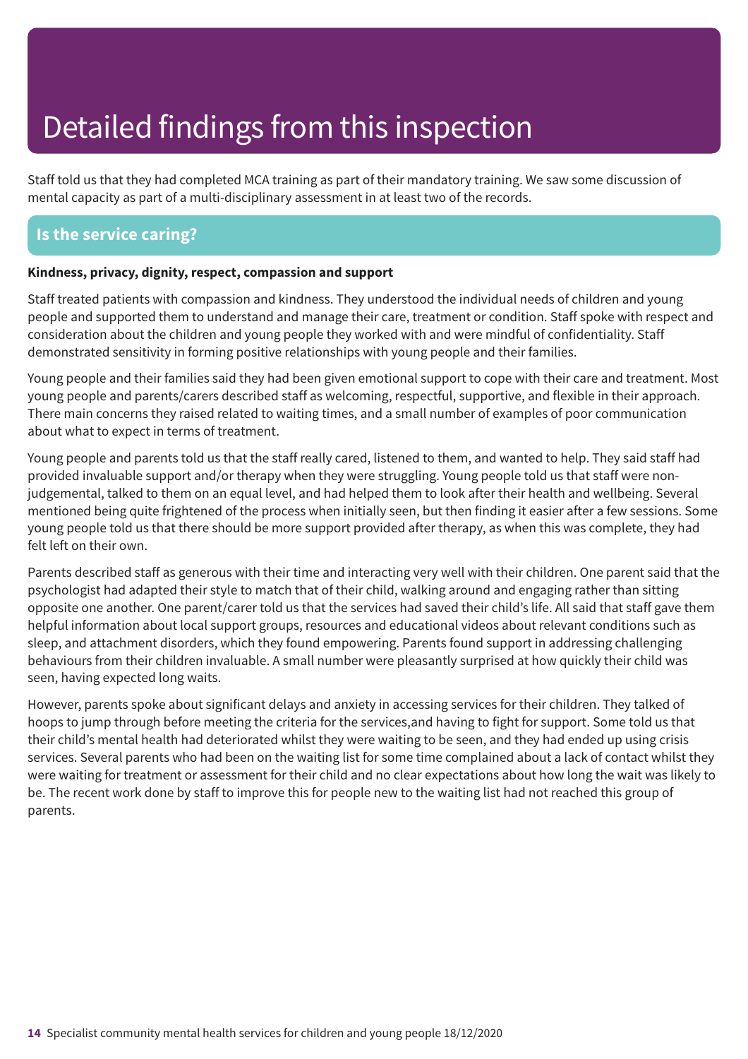# Detailed findings from this inspection

Staff told us that they had completed MCA training as part of their mandatory training. We saw some discussion of mental capacity as part of a multi-disciplinary assessment in at least two of the records.

## Is the service caring?

**Kindness, privacy, dignity, respect, compassion and support**

Staff treated patients with compassion and kindness. They understood the individual needs of children and young people and supported them to understand and manage their care, treatment or condition. Staff spoke with respect and consideration about the children and young people they worked with and were mindful of confidentiality. Staff demonstrated sensitivity in forming positive relationships with young people and their families.

Young people and their families said they had been given emotional support to cope with their care and treatment. Most young people and parents/carers described staff as welcoming, respectful, supportive, and flexible in their approach. There main concerns they raised related to waiting times, and a small number of examples of poor communication about what to expect in terms of treatment.

Young people and parents told us that the staff really cared, listened to them, and wanted to help. They said staff had provided invaluable support and/or therapy when they were struggling. Young people told us that staff were non-judgemental, talked to them on an equal level, and had helped them to look after their health and wellbeing. Several mentioned being quite frightened of the process when initially seen, but then finding it easier after a few sessions. Some young people told us that there should be more support provided after therapy, as when this was complete, they had felt left on their own.

Parents described staff as generous with their time and interacting very well with their children. One parent said that the psychologist had adapted their style to match that of their child, walking around and engaging rather than sitting opposite one another. One parent/carer told us that the services had saved their child's life. All said that staff gave them helpful information about local support groups, resources and educational videos about relevant conditions such as sleep, and attachment disorders, which they found empowering. Parents found support in addressing challenging behaviours from their children invaluable. A small number were pleasantly surprised at how quickly their child was seen, having expected long waits.

However, parents spoke about significant delays and anxiety in accessing services for their children. They talked of hoops to jump through before meeting the criteria for the services,and having to fight for support. Some told us that their child's mental health had deteriorated whilst they were waiting to be seen, and they had ended up using crisis services. Several parents who had been on the waiting list for some time complained about a lack of contact whilst they were waiting for treatment or assessment for their child and no clear expectations about how long the wait was likely to be. The recent work done by staff to improve this for people new to the waiting list had not reached this group of parents.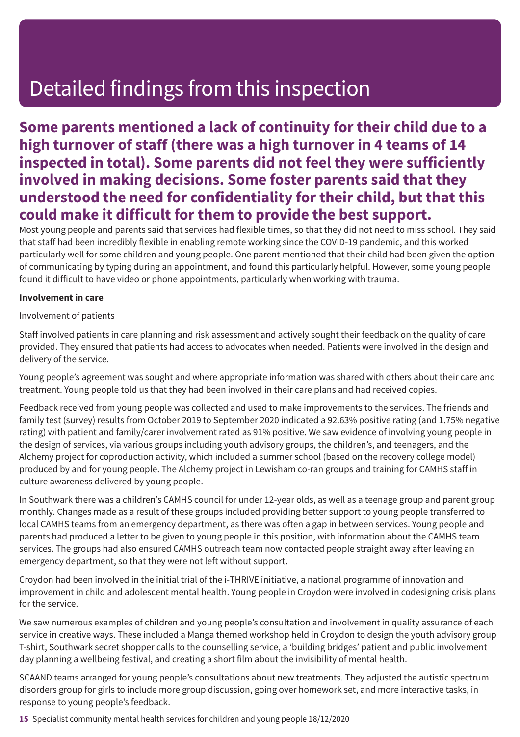# Detailed findings from this inspection

**Some parents mentioned a lack of continuity for their child due to a high turnover of staff (there was a high turnover in 4 teams of 14 inspected in total). Some parents did not feel they were sufficiently involved in making decisions. Some foster parents said that they understood the need for confidentiality for their child, but that this could make it difficult for them to provide the best support.**

Most young people and parents said that services had flexible times, so that they did not need to miss school. They said that staff had been incredibly flexible in enabling remote working since the COVID-19 pandemic, and this worked particularly well for some children and young people. One parent mentioned that their child had been given the option of communicating by typing during an appointment, and found this particularly helpful. However, some young people found it difficult to have video or phone appointments, particularly when working with trauma.

**Involvement in care**

Involvement of patients

Staff involved patients in care planning and risk assessment and actively sought their feedback on the quality of care provided. They ensured that patients had access to advocates when needed. Patients were involved in the design and delivery of the service.

Young people's agreement was sought and where appropriate information was shared with others about their care and treatment. Young people told us that they had been involved in their care plans and had received copies.

Feedback received from young people was collected and used to make improvements to the services. The friends and family test (survey) results from October 2019 to September 2020 indicated a 92.63% positive rating (and 1.75% negative rating) with patient and family/carer involvement rated as 91% positive. We saw evidence of involving young people in the design of services, via various groups including youth advisory groups, the children's, and teenagers, and the Alchemy project for coproduction activity, which included a summer school (based on the recovery college model) produced by and for young people. The Alchemy project in Lewisham co-ran groups and training for CAMHS staff in culture awareness delivered by young people.

In Southwark there was a children's CAMHS council for under 12-year olds, as well as a teenage group and parent group monthly. Changes made as a result of these groups included providing better support to young people transferred to local CAMHS teams from an emergency department, as there was often a gap in between services. Young people and parents had produced a letter to be given to young people in this position, with information about the CAMHS team services. The groups had also ensured CAMHS outreach team now contacted people straight away after leaving an emergency department, so that they were not left without support.

Croydon had been involved in the initial trial of the i-THRIVE initiative, a national programme of innovation and improvement in child and adolescent mental health. Young people in Croydon were involved in codesigning crisis plans for the service.

We saw numerous examples of children and young people's consultation and involvement in quality assurance of each service in creative ways. These included a Manga themed workshop held in Croydon to design the youth advisory group T-shirt, Southwark secret shopper calls to the counselling service, a 'building bridges' patient and public involvement day planning a wellbeing festival, and creating a short film about the invisibility of mental health.

SCAAND teams arranged for young people's consultations about new treatments. They adjusted the autistic spectrum disorders group for girls to include more group discussion, going over homework set, and more interactive tasks, in response to young people's feedback.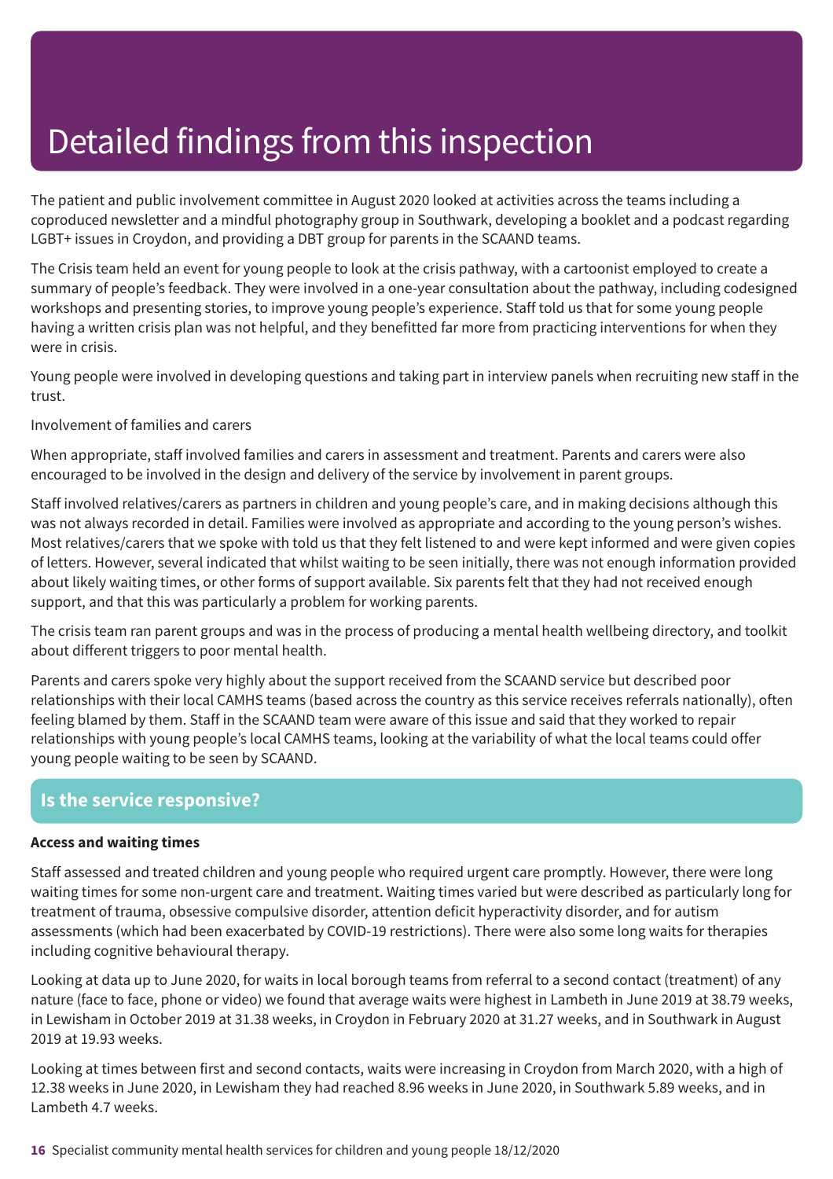# Detailed findings from this inspection

The patient and public involvement committee in August 2020 looked at activities across the teams including a coproduced newsletter and a mindful photography group in Southwark, developing a booklet and a podcast regarding LGBT+ issues in Croydon, and providing a DBT group for parents in the SCAAND teams.

The Crisis team held an event for young people to look at the crisis pathway, with a cartoonist employed to create a summary of people's feedback. They were involved in a one-year consultation about the pathway, including codesigned workshops and presenting stories, to improve young people's experience. Staff told us that for some young people having a written crisis plan was not helpful, and they benefitted far more from practicing interventions for when they were in crisis.

Young people were involved in developing questions and taking part in interview panels when recruiting new staff in the trust.

Involvement of families and carers

When appropriate, staff involved families and carers in assessment and treatment. Parents and carers were also encouraged to be involved in the design and delivery of the service by involvement in parent groups.

Staff involved relatives/carers as partners in children and young people's care, and in making decisions although this was not always recorded in detail. Families were involved as appropriate and according to the young person's wishes. Most relatives/carers that we spoke with told us that they felt listened to and were kept informed and were given copies of letters. However, several indicated that whilst waiting to be seen initially, there was not enough information provided about likely waiting times, or other forms of support available. Six parents felt that they had not received enough support, and that this was particularly a problem for working parents.

The crisis team ran parent groups and was in the process of producing a mental health wellbeing directory, and toolkit about different triggers to poor mental health.

Parents and carers spoke very highly about the support received from the SCAAND service but described poor relationships with their local CAMHS teams (based across the country as this service receives referrals nationally), often feeling blamed by them. Staff in the SCAAND team were aware of this issue and said that they worked to repair relationships with young people's local CAMHS teams, looking at the variability of what the local teams could offer young people waiting to be seen by SCAAND.

## Is the service responsive?

**Access and waiting times**

Staff assessed and treated children and young people who required urgent care promptly. However, there were long waiting times for some non-urgent care and treatment. Waiting times varied but were described as particularly long for treatment of trauma, obsessive compulsive disorder, attention deficit hyperactivity disorder, and for autism assessments (which had been exacerbated by COVID-19 restrictions). There were also some long waits for therapies including cognitive behavioural therapy.

Looking at data up to June 2020, for waits in local borough teams from referral to a second contact (treatment) of any nature (face to face, phone or video) we found that average waits were highest in Lambeth in June 2019 at 38.79 weeks, in Lewisham in October 2019 at 31.38 weeks, in Croydon in February 2020 at 31.27 weeks, and in Southwark in August 2019 at 19.93 weeks.

Looking at times between first and second contacts, waits were increasing in Croydon from March 2020, with a high of 12.38 weeks in June 2020, in Lewisham they had reached 8.96 weeks in June 2020, in Southwark 5.89 weeks, and in Lambeth 4.7 weeks.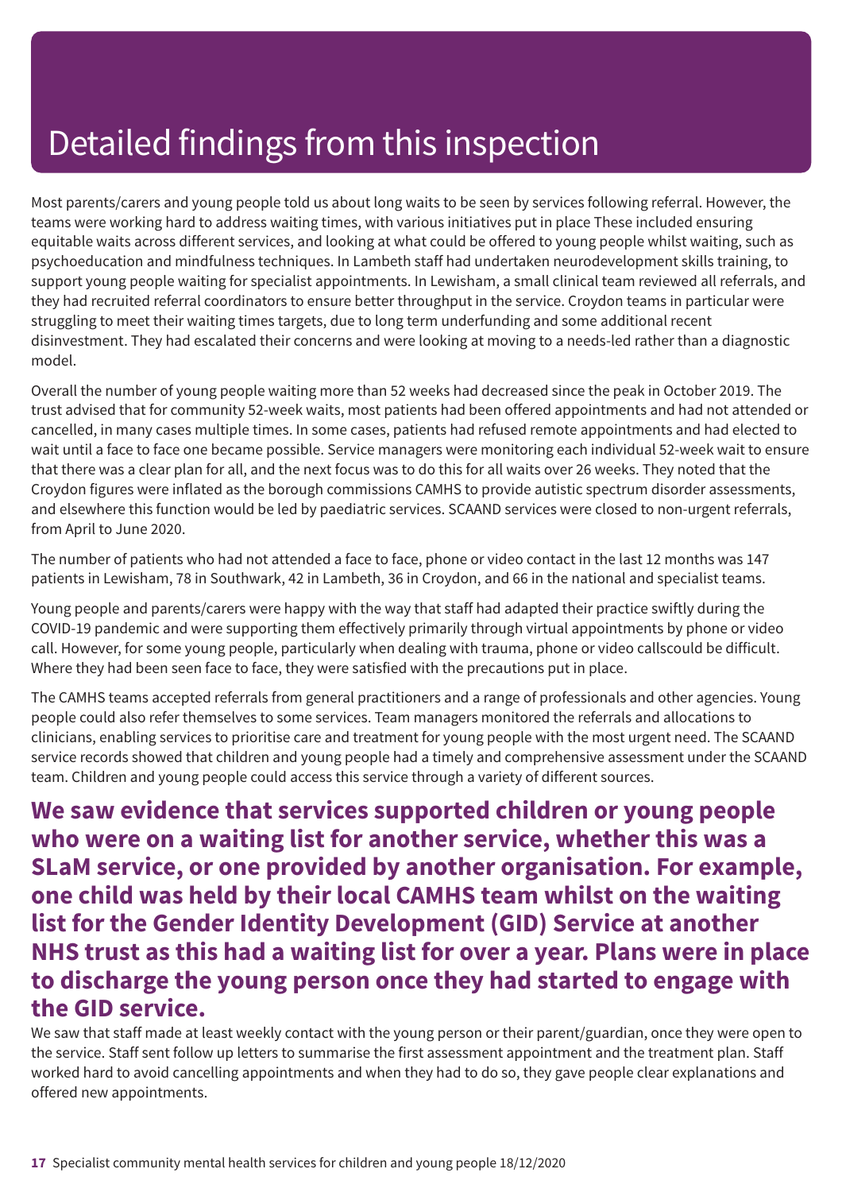# Detailed findings from this inspection

Most parents/carers and young people told us about long waits to be seen by services following referral. However, the teams were working hard to address waiting times, with various initiatives put in place These included ensuring equitable waits across different services, and looking at what could be offered to young people whilst waiting, such as psychoeducation and mindfulness techniques. In Lambeth staff had undertaken neurodevelopment skills training, to support young people waiting for specialist appointments. In Lewisham, a small clinical team reviewed all referrals, and they had recruited referral coordinators to ensure better throughput in the service. Croydon teams in particular were struggling to meet their waiting times targets, due to long term underfunding and some additional recent disinvestment. They had escalated their concerns and were looking at moving to a needs-led rather than a diagnostic model.

Overall the number of young people waiting more than 52 weeks had decreased since the peak in October 2019. The trust advised that for community 52-week waits, most patients had been offered appointments and had not attended or cancelled, in many cases multiple times. In some cases, patients had refused remote appointments and had elected to wait until a face to face one became possible. Service managers were monitoring each individual 52-week wait to ensure that there was a clear plan for all, and the next focus was to do this for all waits over 26 weeks. They noted that the Croydon figures were inflated as the borough commissions CAMHS to provide autistic spectrum disorder assessments, and elsewhere this function would be led by paediatric services. SCAAND services were closed to non-urgent referrals, from April to June 2020.

The number of patients who had not attended a face to face, phone or video contact in the last 12 months was 147 patients in Lewisham, 78 in Southwark, 42 in Lambeth, 36 in Croydon, and 66 in the national and specialist teams.

Young people and parents/carers were happy with the way that staff had adapted their practice swiftly during the COVID-19 pandemic and were supporting them effectively primarily through virtual appointments by phone or video call. However, for some young people, particularly when dealing with trauma, phone or video callscould be difficult. Where they had been seen face to face, they were satisfied with the precautions put in place.

The CAMHS teams accepted referrals from general practitioners and a range of professionals and other agencies. Young people could also refer themselves to some services. Team managers monitored the referrals and allocations to clinicians, enabling services to prioritise care and treatment for young people with the most urgent need. The SCAAND service records showed that children and young people had a timely and comprehensive assessment under the SCAAND team. Children and young people could access this service through a variety of different sources.

## We saw evidence that services supported children or young people who were on a waiting list for another service, whether this was a SLaM service, or one provided by another organisation. For example, one child was held by their local CAMHS team whilst on the waiting list for the Gender Identity Development (GID) Service at another NHS trust as this had a waiting list for over a year. Plans were in place to discharge the young person once they had started to engage with the GID service.

We saw that staff made at least weekly contact with the young person or their parent/guardian, once they were open to the service. Staff sent follow up letters to summarise the first assessment appointment and the treatment plan. Staff worked hard to avoid cancelling appointments and when they had to do so, they gave people clear explanations and offered new appointments.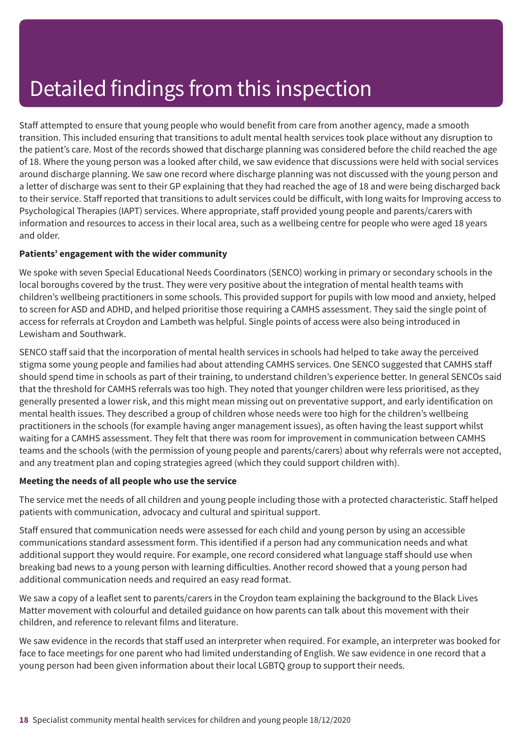# Detailed findings from this inspection

Staff attempted to ensure that young people who would benefit from care from another agency, made a smooth transition. This included ensuring that transitions to adult mental health services took place without any disruption to the patient's care. Most of the records showed that discharge planning was considered before the child reached the age of 18. Where the young person was a looked after child, we saw evidence that discussions were held with social services around discharge planning. We saw one record where discharge planning was not discussed with the young person and a letter of discharge was sent to their GP explaining that they had reached the age of 18 and were being discharged back to their service. Staff reported that transitions to adult services could be difficult, with long waits for Improving access to Psychological Therapies (IAPT) services. Where appropriate, staff provided young people and parents/carers with information and resources to access in their local area, such as a wellbeing centre for people who were aged 18 years and older.

**Patients' engagement with the wider community**

We spoke with seven Special Educational Needs Coordinators (SENCO) working in primary or secondary schools in the local boroughs covered by the trust. They were very positive about the integration of mental health teams with children's wellbeing practitioners in some schools. This provided support for pupils with low mood and anxiety, helped to screen for ASD and ADHD, and helped prioritise those requiring a CAMHS assessment. They said the single point of access for referrals at Croydon and Lambeth was helpful. Single points of access were also being introduced in Lewisham and Southwark.

SENCO staff said that the incorporation of mental health services in schools had helped to take away the perceived stigma some young people and families had about attending CAMHS services. One SENCO suggested that CAMHS staff should spend time in schools as part of their training, to understand children's experience better. In general SENCOs said that the threshold for CAMHS referrals was too high. They noted that younger children were less prioritised, as they generally presented a lower risk, and this might mean missing out on preventative support, and early identification on mental health issues. They described a group of children whose needs were too high for the children's wellbeing practitioners in the schools (for example having anger management issues), as often having the least support whilst waiting for a CAMHS assessment. They felt that there was room for improvement in communication between CAMHS teams and the schools (with the permission of young people and parents/carers) about why referrals were not accepted, and any treatment plan and coping strategies agreed (which they could support children with).

**Meeting the needs of all people who use the service**

The service met the needs of all children and young people including those with a protected characteristic. Staff helped patients with communication, advocacy and cultural and spiritual support.

Staff ensured that communication needs were assessed for each child and young person by using an accessible communications standard assessment form. This identified if a person had any communication needs and what additional support they would require. For example, one record considered what language staff should use when breaking bad news to a young person with learning difficulties. Another record showed that a young person had additional communication needs and required an easy read format.

We saw a copy of a leaflet sent to parents/carers in the Croydon team explaining the background to the Black Lives Matter movement with colourful and detailed guidance on how parents can talk about this movement with their children, and reference to relevant films and literature.

We saw evidence in the records that staff used an interpreter when required. For example, an interpreter was booked for face to face meetings for one parent who had limited understanding of English. We saw evidence in one record that a young person had been given information about their local LGBTQ group to support their needs.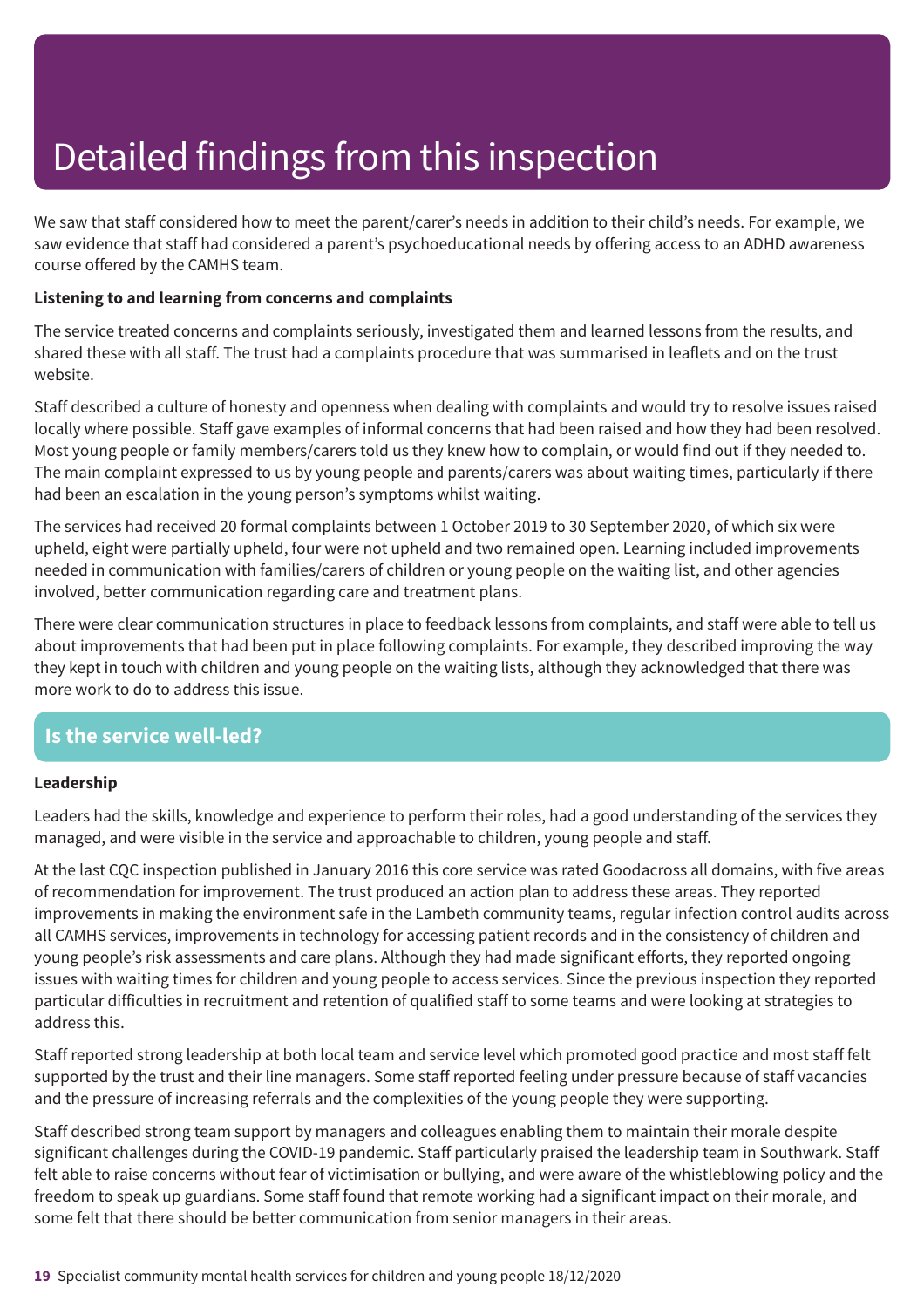# Detailed findings from this inspection

We saw that staff considered how to meet the parent/carer's needs in addition to their child's needs. For example, we saw evidence that staff had considered a parent's psychoeducational needs by offering access to an ADHD awareness course offered by the CAMHS team.

**Listening to and learning from concerns and complaints**

The service treated concerns and complaints seriously, investigated them and learned lessons from the results, and shared these with all staff. The trust had a complaints procedure that was summarised in leaflets and on the trust website.

Staff described a culture of honesty and openness when dealing with complaints and would try to resolve issues raised locally where possible. Staff gave examples of informal concerns that had been raised and how they had been resolved. Most young people or family members/carers told us they knew how to complain, or would find out if they needed to. The main complaint expressed to us by young people and parents/carers was about waiting times, particularly if there had been an escalation in the young person's symptoms whilst waiting.

The services had received 20 formal complaints between 1 October 2019 to 30 September 2020, of which six were upheld, eight were partially upheld, four were not upheld and two remained open. Learning included improvements needed in communication with families/carers of children or young people on the waiting list, and other agencies involved, better communication regarding care and treatment plans.

There were clear communication structures in place to feedback lessons from complaints, and staff were able to tell us about improvements that had been put in place following complaints. For example, they described improving the way they kept in touch with children and young people on the waiting lists, although they acknowledged that there was more work to do to address this issue.

## Is the service well-led?

**Leadership**

Leaders had the skills, knowledge and experience to perform their roles, had a good understanding of the services they managed, and were visible in the service and approachable to children, young people and staff.

At the last CQC inspection published in January 2016 this core service was rated Goodacross all domains, with five areas of recommendation for improvement. The trust produced an action plan to address these areas. They reported improvements in making the environment safe in the Lambeth community teams, regular infection control audits across all CAMHS services, improvements in technology for accessing patient records and in the consistency of children and young people's risk assessments and care plans. Although they had made significant efforts, they reported ongoing issues with waiting times for children and young people to access services. Since the previous inspection they reported particular difficulties in recruitment and retention of qualified staff to some teams and were looking at strategies to address this.

Staff reported strong leadership at both local team and service level which promoted good practice and most staff felt supported by the trust and their line managers. Some staff reported feeling under pressure because of staff vacancies and the pressure of increasing referrals and the complexities of the young people they were supporting.

Staff described strong team support by managers and colleagues enabling them to maintain their morale despite significant challenges during the COVID-19 pandemic. Staff particularly praised the leadership team in Southwark. Staff felt able to raise concerns without fear of victimisation or bullying, and were aware of the whistleblowing policy and the freedom to speak up guardians. Some staff found that remote working had a significant impact on their morale, and some felt that there should be better communication from senior managers in their areas.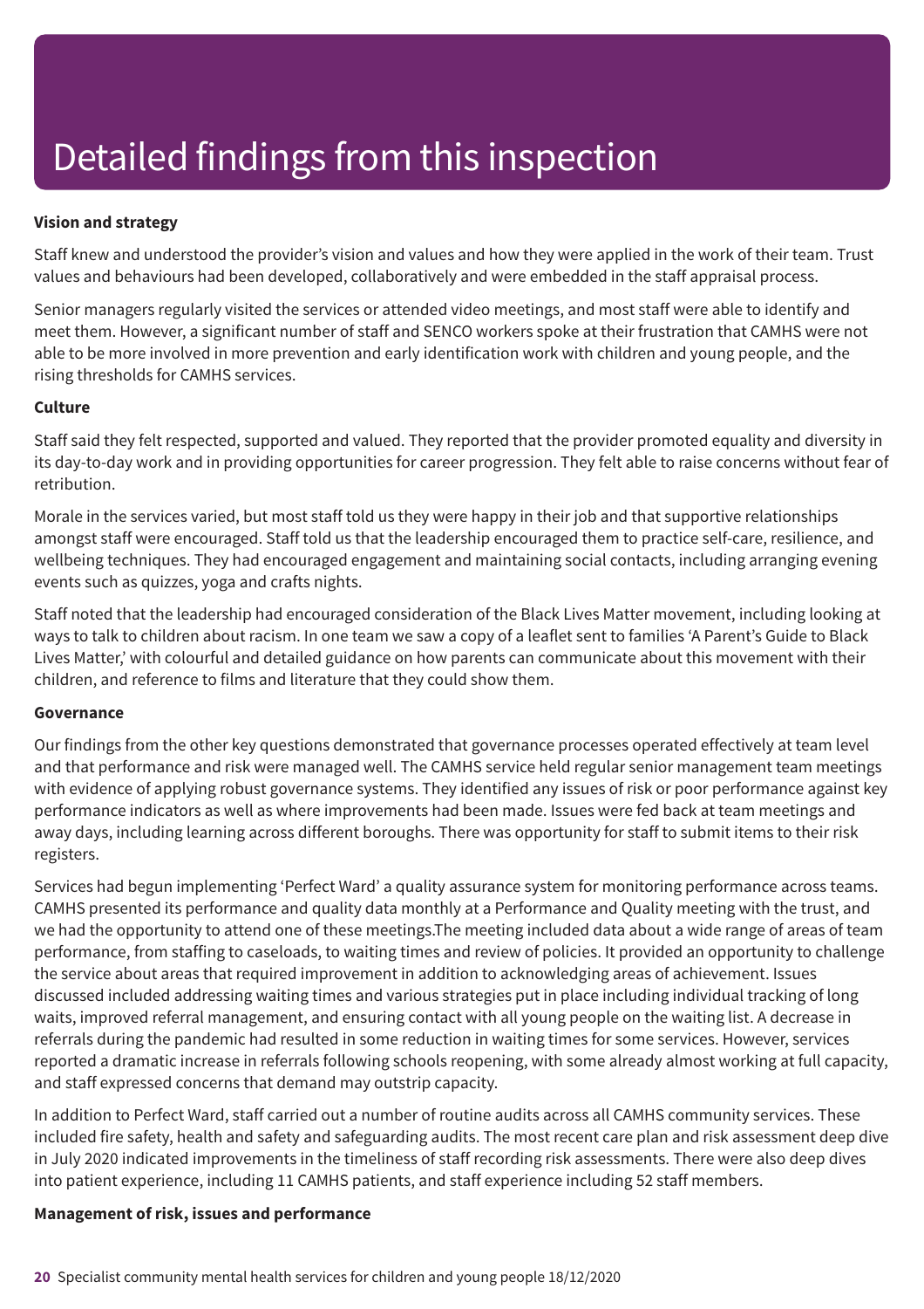# Detailed findings from this inspection

**Vision and strategy**

Staff knew and understood the provider's vision and values and how they were applied in the work of their team. Trust values and behaviours had been developed, collaboratively and were embedded in the staff appraisal process.

Senior managers regularly visited the services or attended video meetings, and most staff were able to identify and meet them. However, a significant number of staff and SENCO workers spoke at their frustration that CAMHS were not able to be more involved in more prevention and early identification work with children and young people, and the rising thresholds for CAMHS services.

**Culture**

Staff said they felt respected, supported and valued. They reported that the provider promoted equality and diversity in its day-to-day work and in providing opportunities for career progression. They felt able to raise concerns without fear of retribution.

Morale in the services varied, but most staff told us they were happy in their job and that supportive relationships amongst staff were encouraged. Staff told us that the leadership encouraged them to practice self-care, resilience, and wellbeing techniques. They had encouraged engagement and maintaining social contacts, including arranging evening events such as quizzes, yoga and crafts nights.

Staff noted that the leadership had encouraged consideration of the Black Lives Matter movement, including looking at ways to talk to children about racism. In one team we saw a copy of a leaflet sent to families 'A Parent's Guide to Black Lives Matter,' with colourful and detailed guidance on how parents can communicate about this movement with their children, and reference to films and literature that they could show them.

**Governance**

Our findings from the other key questions demonstrated that governance processes operated effectively at team level and that performance and risk were managed well. The CAMHS service held regular senior management team meetings with evidence of applying robust governance systems. They identified any issues of risk or poor performance against key performance indicators as well as where improvements had been made. Issues were fed back at team meetings and away days, including learning across different boroughs. There was opportunity for staff to submit items to their risk registers.

Services had begun implementing 'Perfect Ward' a quality assurance system for monitoring performance across teams. CAMHS presented its performance and quality data monthly at a Performance and Quality meeting with the trust, and we had the opportunity to attend one of these meetings.The meeting included data about a wide range of areas of team performance, from staffing to caseloads, to waiting times and review of policies. It provided an opportunity to challenge the service about areas that required improvement in addition to acknowledging areas of achievement. Issues discussed included addressing waiting times and various strategies put in place including individual tracking of long waits, improved referral management, and ensuring contact with all young people on the waiting list. A decrease in referrals during the pandemic had resulted in some reduction in waiting times for some services. However, services reported a dramatic increase in referrals following schools reopening, with some already almost working at full capacity, and staff expressed concerns that demand may outstrip capacity.

In addition to Perfect Ward, staff carried out a number of routine audits across all CAMHS community services. These included fire safety, health and safety and safeguarding audits. The most recent care plan and risk assessment deep dive in July 2020 indicated improvements in the timeliness of staff recording risk assessments. There were also deep dives into patient experience, including 11 CAMHS patients, and staff experience including 52 staff members.

**Management of risk, issues and performance**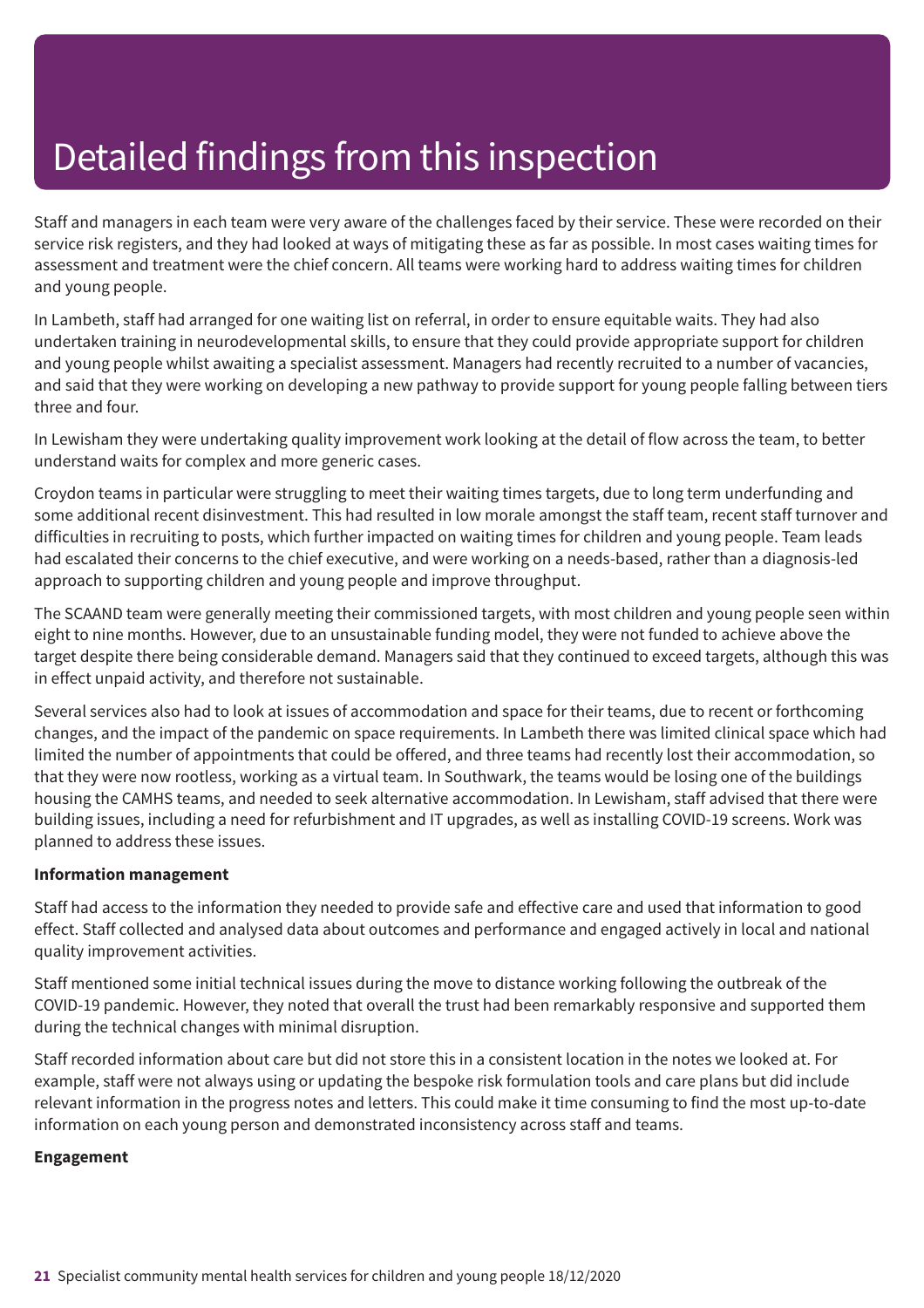# Detailed findings from this inspection

Staff and managers in each team were very aware of the challenges faced by their service. These were recorded on their service risk registers, and they had looked at ways of mitigating these as far as possible. In most cases waiting times for assessment and treatment were the chief concern. All teams were working hard to address waiting times for children and young people.

In Lambeth, staff had arranged for one waiting list on referral, in order to ensure equitable waits. They had also undertaken training in neurodevelopmental skills, to ensure that they could provide appropriate support for children and young people whilst awaiting a specialist assessment. Managers had recently recruited to a number of vacancies, and said that they were working on developing a new pathway to provide support for young people falling between tiers three and four.

In Lewisham they were undertaking quality improvement work looking at the detail of flow across the team, to better understand waits for complex and more generic cases.

Croydon teams in particular were struggling to meet their waiting times targets, due to long term underfunding and some additional recent disinvestment. This had resulted in low morale amongst the staff team, recent staff turnover and difficulties in recruiting to posts, which further impacted on waiting times for children and young people. Team leads had escalated their concerns to the chief executive, and were working on a needs-based, rather than a diagnosis-led approach to supporting children and young people and improve throughput.

The SCAAND team were generally meeting their commissioned targets, with most children and young people seen within eight to nine months. However, due to an unsustainable funding model, they were not funded to achieve above the target despite there being considerable demand. Managers said that they continued to exceed targets, although this was in effect unpaid activity, and therefore not sustainable.

Several services also had to look at issues of accommodation and space for their teams, due to recent or forthcoming changes, and the impact of the pandemic on space requirements. In Lambeth there was limited clinical space which had limited the number of appointments that could be offered, and three teams had recently lost their accommodation, so that they were now rootless, working as a virtual team. In Southwark, the teams would be losing one of the buildings housing the CAMHS teams, and needed to seek alternative accommodation. In Lewisham, staff advised that there were building issues, including a need for refurbishment and IT upgrades, as well as installing COVID-19 screens. Work was planned to address these issues.

**Information management**

Staff had access to the information they needed to provide safe and effective care and used that information to good effect. Staff collected and analysed data about outcomes and performance and engaged actively in local and national quality improvement activities.

Staff mentioned some initial technical issues during the move to distance working following the outbreak of the COVID-19 pandemic. However, they noted that overall the trust had been remarkably responsive and supported them during the technical changes with minimal disruption.

Staff recorded information about care but did not store this in a consistent location in the notes we looked at. For example, staff were not always using or updating the bespoke risk formulation tools and care plans but did include relevant information in the progress notes and letters. This could make it time consuming to find the most up-to-date information on each young person and demonstrated inconsistency across staff and teams.

**Engagement**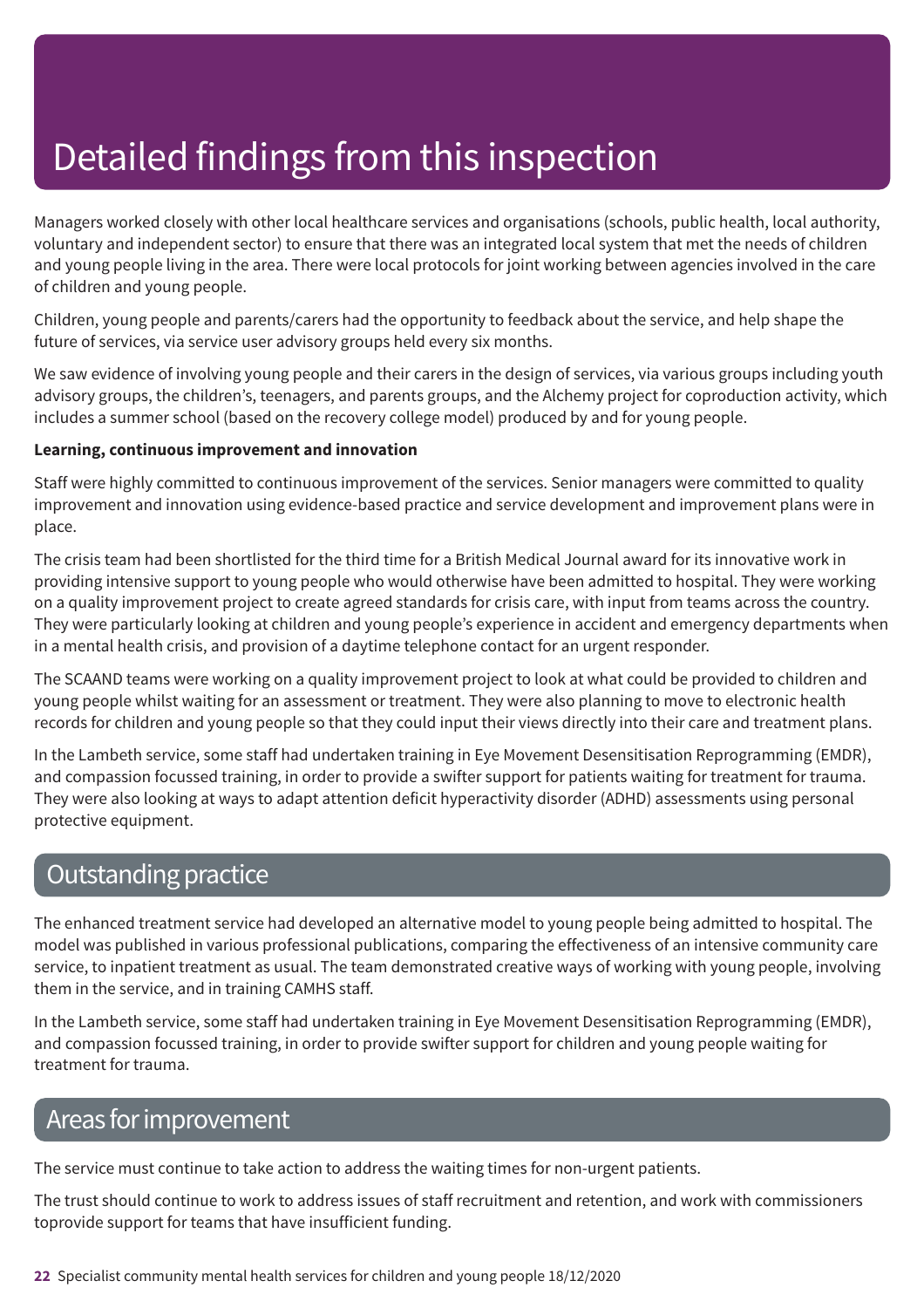# Detailed findings from this inspection

Managers worked closely with other local healthcare services and organisations (schools, public health, local authority, voluntary and independent sector) to ensure that there was an integrated local system that met the needs of children and young people living in the area. There were local protocols for joint working between agencies involved in the care of children and young people.

Children, young people and parents/carers had the opportunity to feedback about the service, and help shape the future of services, via service user advisory groups held every six months.

We saw evidence of involving young people and their carers in the design of services, via various groups including youth advisory groups, the children's, teenagers, and parents groups, and the Alchemy project for coproduction activity, which includes a summer school (based on the recovery college model) produced by and for young people.

**Learning, continuous improvement and innovation**

Staff were highly committed to continuous improvement of the services. Senior managers were committed to quality improvement and innovation using evidence-based practice and service development and improvement plans were in place.

The crisis team had been shortlisted for the third time for a British Medical Journal award for its innovative work in providing intensive support to young people who would otherwise have been admitted to hospital. They were working on a quality improvement project to create agreed standards for crisis care, with input from teams across the country. They were particularly looking at children and young people's experience in accident and emergency departments when in a mental health crisis, and provision of a daytime telephone contact for an urgent responder.

The SCAAND teams were working on a quality improvement project to look at what could be provided to children and young people whilst waiting for an assessment or treatment. They were also planning to move to electronic health records for children and young people so that they could input their views directly into their care and treatment plans.

In the Lambeth service, some staff had undertaken training in Eye Movement Desensitisation Reprogramming (EMDR), and compassion focussed training, in order to provide a swifter support for patients waiting for treatment for trauma. They were also looking at ways to adapt attention deficit hyperactivity disorder (ADHD) assessments using personal protective equipment.

## Outstanding practice

The enhanced treatment service had developed an alternative model to young people being admitted to hospital. The model was published in various professional publications, comparing the effectiveness of an intensive community care service, to inpatient treatment as usual. The team demonstrated creative ways of working with young people, involving them in the service, and in training CAMHS staff.

In the Lambeth service, some staff had undertaken training in Eye Movement Desensitisation Reprogramming (EMDR), and compassion focussed training, in order to provide swifter support for children and young people waiting for treatment for trauma.

## Areas for improvement

The service must continue to take action to address the waiting times for non-urgent patients.

The trust should continue to work to address issues of staff recruitment and retention, and work with commissioners toprovide support for teams that have insufficient funding.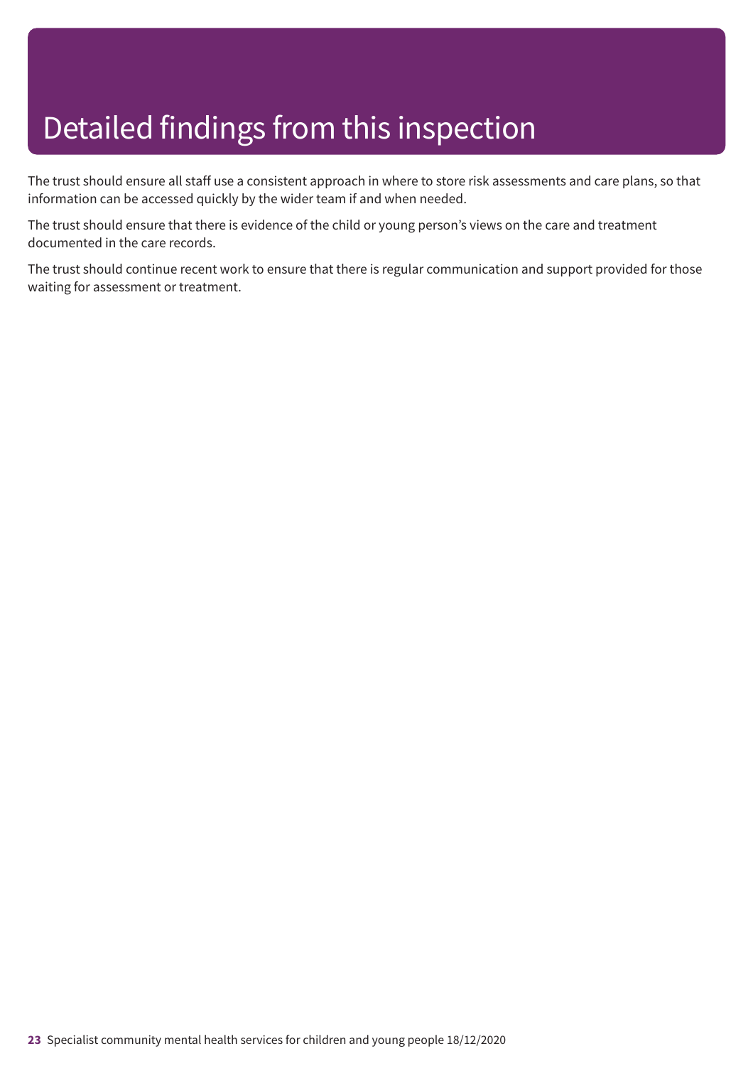# Detailed findings from this inspection

The trust should ensure all staff use a consistent approach in where to store risk assessments and care plans, so that information can be accessed quickly by the wider team if and when needed.

The trust should ensure that there is evidence of the child or young person's views on the care and treatment documented in the care records.

The trust should continue recent work to ensure that there is regular communication and support provided for those waiting for assessment or treatment.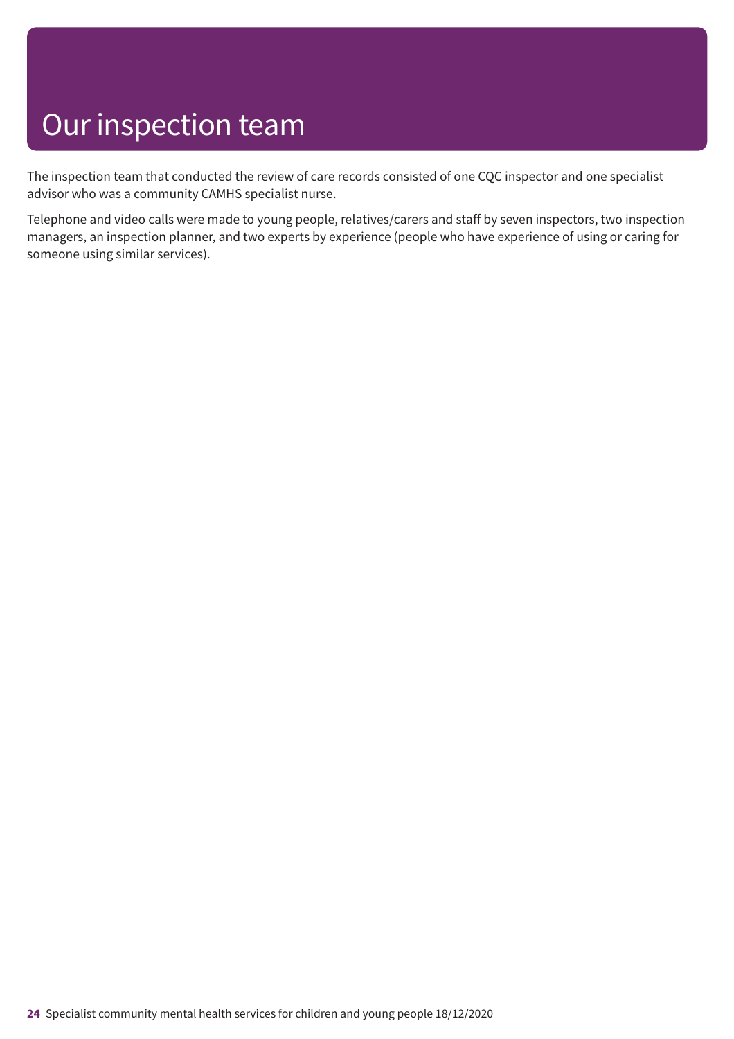# Our inspection team

The inspection team that conducted the review of care records consisted of one CQC inspector and one specialist advisor who was a community CAMHS specialist nurse.

Telephone and video calls were made to young people, relatives/carers and staff by seven inspectors, two inspection managers, an inspection planner, and two experts by experience (people who have experience of using or caring for someone using similar services).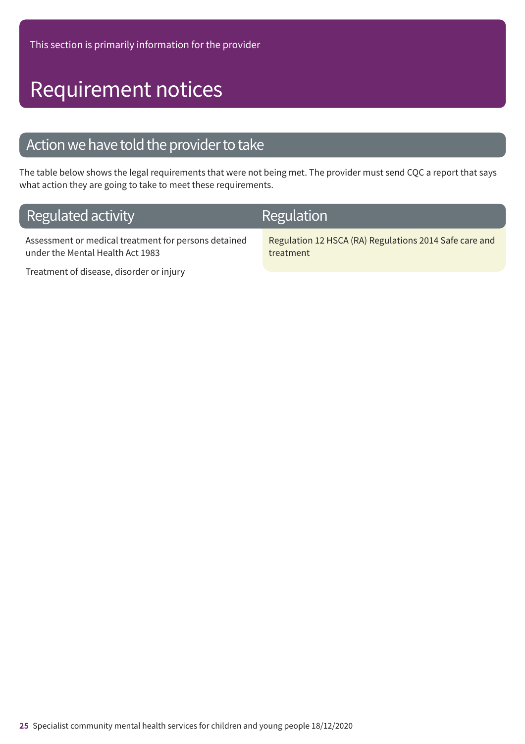This section is primarily information for the provider

# Requirement notices

## Action we have told the provider to take

The table below shows the legal requirements that were not being met. The provider must send CQC a report that says what action they are going to take to meet these requirements.

| Regulated activity | Regulation |
|---|---|
| Assessment or medical treatment for persons detained under the Mental Health Act 1983<br><br>Treatment of disease, disorder or injury | Regulation 12 HSCA (RA) Regulations 2014 Safe care and treatment |